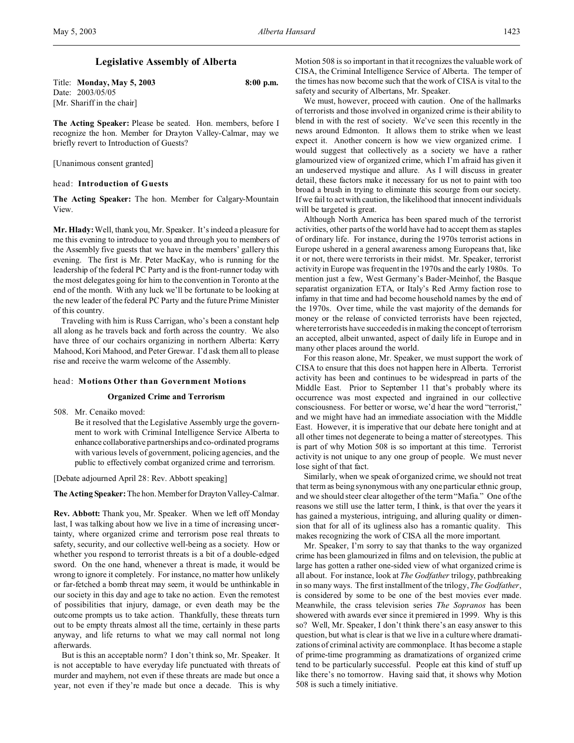# Legislative Assembly of Alberta

Title: **Monday, May 5, 2003** **8:00 p.m.**
Date: 2003/05/05
[Mr. Shariff in the chair]

**The Acting Speaker:** Please be seated. Hon. members, before I recognize the hon. Member for Drayton Valley-Calmar, may we briefly revert to Introduction of Guests?

[Unanimous consent granted]

head: **Introduction of Guests**

**The Acting Speaker:** The hon. Member for Calgary-Mountain View.

**Mr. Hlady:** Well, thank you, Mr. Speaker. It's indeed a pleasure for me this evening to introduce to you and through you to members of the Assembly five guests that we have in the members' gallery this evening. The first is Mr. Peter MacKay, who is running for the leadership of the federal PC Party and is the front-runner today with the most delegates going for him to the convention in Toronto at the end of the month. With any luck we'll be fortunate to be looking at the new leader of the federal PC Party and the future Prime Minister of this country.

Traveling with him is Russ Carrigan, who's been a constant help all along as he travels back and forth across the country. We also have three of our cochairs organizing in northern Alberta: Kerry Mahood, Kori Mahood, and Peter Grewar. I'd ask them all to please rise and receive the warm welcome of the Assembly.

head: **Motions Other than Government Motions**

**Organized Crime and Terrorism**

508. Mr. Cenaiko moved:
Be it resolved that the Legislative Assembly urge the government to work with Criminal Intelligence Service Alberta to enhance collaborative partnerships and co-ordinated programs with various levels of government, policing agencies, and the public to effectively combat organized crime and terrorism.

[Debate adjourned April 28: Rev. Abbott speaking]

**The Acting Speaker:** The hon. Member for Drayton Valley-Calmar.

**Rev. Abbott:** Thank you, Mr. Speaker. When we left off Monday last, I was talking about how we live in a time of increasing uncertainty, where organized crime and terrorism pose real threats to safety, security, and our collective well-being as a society. How or whether you respond to terrorist threats is a bit of a double-edged sword. On the one hand, whenever a threat is made, it would be wrong to ignore it completely. For instance, no matter how unlikely or far-fetched a bomb threat may seem, it would be unthinkable in our society in this day and age to take no action. Even the remotest of possibilities that injury, damage, or even death may be the outcome prompts us to take action. Thankfully, these threats turn out to be empty threats almost all the time, certainly in these parts anyway, and life returns to what we may call normal not long afterwards.

But is this an acceptable norm? I don't think so, Mr. Speaker. It is not acceptable to have everyday life punctuated with threats of murder and mayhem, not even if these threats are made but once a year, not even if they're made but once a decade. This is why Motion 508 is so important in that it recognizes the valuable work of CISA, the Criminal Intelligence Service of Alberta. The temper of the times has now become such that the work of CISA is vital to the safety and security of Albertans, Mr. Speaker.

We must, however, proceed with caution. One of the hallmarks of terrorists and those involved in organized crime is their ability to blend in with the rest of society. We've seen this recently in the news around Edmonton. It allows them to strike when we least expect it. Another concern is how we view organized crime. I would suggest that collectively as a society we have a rather glamourized view of organized crime, which I'm afraid has given it an undeserved mystique and allure. As I will discuss in greater detail, these factors make it necessary for us not to paint with too broad a brush in trying to eliminate this scourge from our society. If we fail to act with caution, the likelihood that innocent individuals will be targeted is great.

Although North America has been spared much of the terrorist activities, other parts of the world have had to accept them as staples of ordinary life. For instance, during the 1970s terrorist actions in Europe ushered in a general awareness among Europeans that, like it or not, there were terrorists in their midst. Mr. Speaker, terrorist activity in Europe was frequent in the 1970s and the early 1980s. To mention just a few, West Germany's Bader-Meinhof, the Basque separatist organization ETA, or Italy's Red Army faction rose to infamy in that time and had become household names by the end of the 1970s. Over time, while the vast majority of the demands for money or the release of convicted terrorists have been rejected, where terrorists have succeeded is in making the concept of terrorism an accepted, albeit unwanted, aspect of daily life in Europe and in many other places around the world.

For this reason alone, Mr. Speaker, we must support the work of CISA to ensure that this does not happen here in Alberta. Terrorist activity has been and continues to be widespread in parts of the Middle East. Prior to September 11 that's probably where its occurrence was most expected and ingrained in our collective consciousness. For better or worse, we'd hear the word "terrorist," and we might have had an immediate association with the Middle East. However, it is imperative that our debate here tonight and at all other times not degenerate to being a matter of stereotypes. This is part of why Motion 508 is so important at this time. Terrorist activity is not unique to any one group of people. We must never lose sight of that fact.

Similarly, when we speak of organized crime, we should not treat that term as being synonymous with any one particular ethnic group, and we should steer clear altogether of the term "Mafia." One of the reasons we still use the latter term, I think, is that over the years it has gained a mysterious, intriguing, and alluring quality or dimension that for all of its ugliness also has a romantic quality. This makes recognizing the work of CISA all the more important.

Mr. Speaker, I'm sorry to say that thanks to the way organized crime has been glamourized in films and on television, the public at large has gotten a rather one-sided view of what organized crime is all about. For instance, look at *The Godfather* trilogy, pathbreaking in so many ways. The first installment of the trilogy, *The Godfather*, is considered by some to be one of the best movies ever made. Meanwhile, the crass television series *The Sopranos* has been showered with awards ever since it premiered in 1999. Why is this so? Well, Mr. Speaker, I don't think there's an easy answer to this question, but what is clear is that we live in a culture where dramatizations of criminal activity are commonplace. It has become a staple of prime-time programming as dramatizations of organized crime tend to be particularly successful. People eat this kind of stuff up like there's no tomorrow. Having said that, it shows why Motion 508 is such a timely initiative.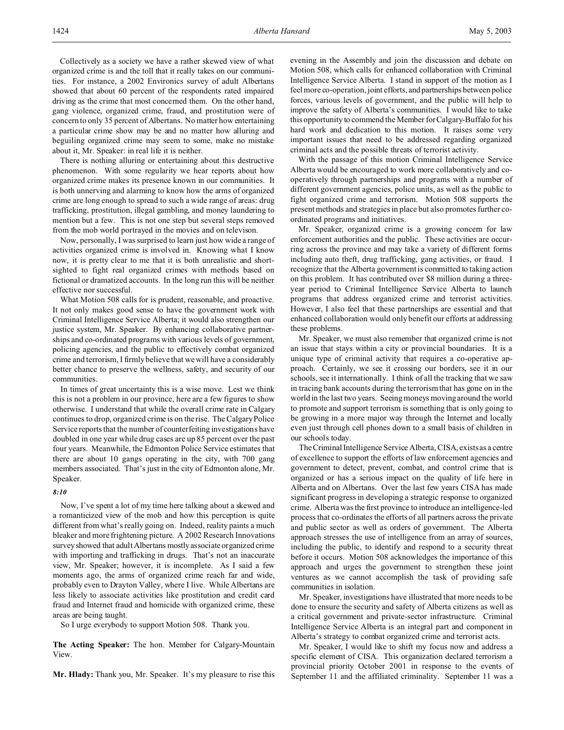Collectively as a society we have a rather skewed view of what organized crime is and the toll that it really takes on our communities. For instance, a 2002 Environics survey of adult Albertans showed that about 60 percent of the respondents rated impaired driving as the crime that most concerned them. On the other hand, gang violence, organized crime, fraud, and prostitution were of concern to only 35 percent of Albertans. No matter how entertaining a particular crime show may be and no matter how alluring and beguiling organized crime may seem to some, make no mistake about it, Mr. Speaker: in real life it is neither.

There is nothing alluring or entertaining about this destructive phenomenon. With some regularity we hear reports about how organized crime makes its presence known in our communities. It is both unnerving and alarming to know how the arms of organized crime are long enough to spread to such a wide range of areas: drug trafficking, prostitution, illegal gambling, and money laundering to mention but a few. This is not one step but several steps removed from the mob world portrayed in the movies and on televison.

Now, personally, I was surprised to learn just how wide a range of activities organized crime is involved in. Knowing what I know now, it is pretty clear to me that it is both unrealistic and short-sighted to fight real organized crimes with methods based on fictional or dramatized accounts. In the long run this will be neither effective nor successful.

What Motion 508 calls for is prudent, reasonable, and proactive. It not only makes good sense to have the government work with Criminal Intelligence Service Alberta; it would also strengthen our justice system, Mr. Speaker. By enhancing collaborative partnerships and co-ordinated programs with various levels of government, policing agencies, and the public to effectively combat organized crime and terrorism, I firmly believe that we will have a considerably better chance to preserve the wellness, safety, and security of our communities.

In times of great uncertainty this is a wise move. Lest we think this is not a problem in our province, here are a few figures to show otherwise. I understand that while the overall crime rate in Calgary continues to drop, organized crime is on the rise. The Calgary Police Service reports that the number of counterfeiting investigations have doubled in one year while drug cases are up 85 percent over the past four years. Meanwhile, the Edmonton Police Service estimates that there are about 10 gangs operating in the city, with 700 gang members associated. That's just in the city of Edmonton alone, Mr. Speaker.

*8:10*

Now, I've spent a lot of my time here talking about a skewed and a romanticized view of the mob and how this perception is quite different from what's really going on. Indeed, reality paints a much bleaker and more frightening picture. A 2002 Research Innovations survey showed that adult Albertans mostly associate organized crime with importing and trafficking in drugs. That's not an inaccurate view, Mr. Speaker; however, it is incomplete. As I said a few moments ago, the arms of organized crime reach far and wide, probably even to Drayton Valley, where I live. While Albertans are less likely to associate activities like prostitution and credit card fraud and Internet fraud and homicide with organized crime, these areas are being taught.

So I urge everybody to support Motion 508. Thank you.

**The Acting Speaker:** The hon. Member for Calgary-Mountain View.

**Mr. Hlady:** Thank you, Mr. Speaker. It's my pleasure to rise this evening in the Assembly and join the discussion and debate on Motion 508, which calls for enhanced collaboration with Criminal Intelligence Service Alberta. I stand in support of the motion as I feel more co-operation, joint efforts, and partnerships between police forces, various levels of government, and the public will help to improve the safety of Alberta's communities. I would like to take this opportunity to commend the Member for Calgary-Buffalo for his hard work and dedication to this motion. It raises some very important issues that need to be addressed regarding organized criminal acts and the possible threats of terrorist activity.

With the passage of this motion Criminal Intelligence Service Alberta would be encouraged to work more collaboratively and co-operatively through partnerships and programs with a number of different government agencies, police units, as well as the public to fight organized crime and terrorism. Motion 508 supports the present methods and strategies in place but also promotes further co-ordinated programs and initiatives.

Mr. Speaker, organized crime is a growing concern for law enforcement authorities and the public. These activities are occurring across the province and may take a variety of different forms including auto theft, drug trafficking, gang activities, or fraud. I recognize that the Alberta government is committed to taking action on this problem. It has contributed over $8 million during a three-year period to Criminal Intelligence Service Alberta to launch programs that address organized crime and terrorist activities. However, I also feel that these partnerships are essential and that enhanced collaboration would only benefit our efforts at addressing these problems.

Mr. Speaker, we must also remember that organized crime is not an issue that stays within a city or provincial boundaries. It is a unique type of criminal activity that requires a co-operative approach. Certainly, we see it crossing our borders, see it in our schools, see it internationally. I think of all the tracking that we saw in tracing bank accounts during the terrorism that has gone on in the world in the last two years. Seeing moneys moving around the world to promote and support terrorism is something that is only going to be growing in a more major way through the Internet and locally even just through cell phones down to a small basis of children in our schools today.

The Criminal Intelligence Service Alberta, CISA, exists as a centre of excellence to support the efforts of law enforcement agencies and government to detect, prevent, combat, and control crime that is organized or has a serious impact on the quality of life here in Alberta and on Albertans. Over the last few years CISA has made significant progress in developing a strategic response to organized crime. Alberta was the first province to introduce an intelligence-led process that co-ordinates the efforts of all partners across the private and public sector as well as orders of government. The Alberta approach stresses the use of intelligence from an array of sources, including the public, to identify and respond to a security threat before it occurs. Motion 508 acknowledges the importance of this approach and urges the government to strengthen these joint ventures as we cannot accomplish the task of providing safe communities in isolation.

Mr. Speaker, investigations have illustrated that more needs to be done to ensure the security and safety of Alberta citizens as well as a critical government and private-sector infrastructure. Criminal Intelligence Service Alberta is an integral part and component in Alberta's strategy to combat organized crime and terrorist acts.

Mr. Speaker, I would like to shift my focus now and address a specific element of CISA. This organization declared terrorism a provincial priority October 2001 in response to the events of September 11 and the affiliated criminality. September 11 was a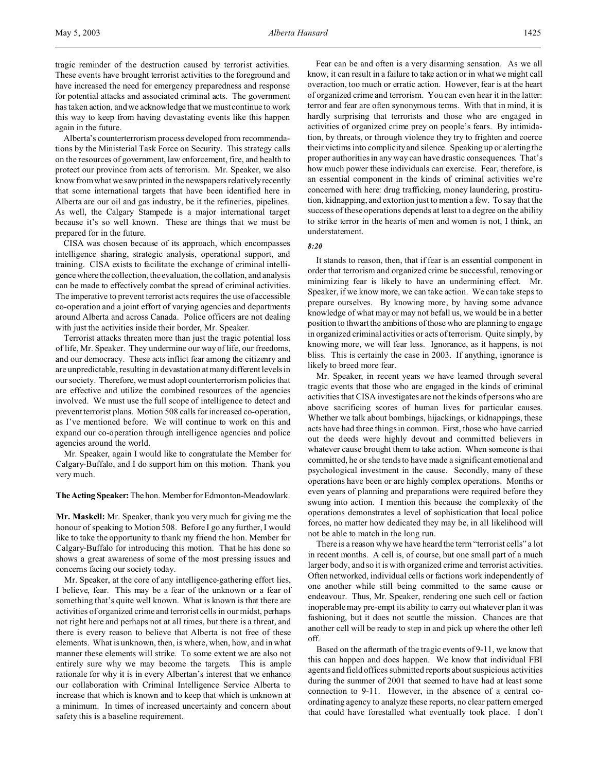tragic reminder of the destruction caused by terrorist activities. These events have brought terrorist activities to the foreground and have increased the need for emergency preparedness and response for potential attacks and associated criminal acts. The government has taken action, and we acknowledge that we must continue to work this way to keep from having devastating events like this happen again in the future.

Alberta's counterterrorism process developed from recommendations by the Ministerial Task Force on Security. This strategy calls on the resources of government, law enforcement, fire, and health to protect our province from acts of terrorism. Mr. Speaker, we also know from what we saw printed in the newspapers relatively recently that some international targets that have been identified here in Alberta are our oil and gas industry, be it the refineries, pipelines. As well, the Calgary Stampede is a major international target because it's so well known. These are things that we must be prepared for in the future.

CISA was chosen because of its approach, which encompasses intelligence sharing, strategic analysis, operational support, and training. CISA exists to facilitate the exchange of criminal intelligence where the collection, the evaluation, the collation, and analysis can be made to effectively combat the spread of criminal activities. The imperative to prevent terrorist acts requires the use of accessible co-operation and a joint effort of varying agencies and departments around Alberta and across Canada. Police officers are not dealing with just the activities inside their border, Mr. Speaker.

Terrorist attacks threaten more than just the tragic potential loss of life, Mr. Speaker. They undermine our way of life, our freedoms, and our democracy. These acts inflict fear among the citizenry and are unpredictable, resulting in devastation at many different levels in our society. Therefore, we must adopt counterterrorism policies that are effective and utilize the combined resources of the agencies involved. We must use the full scope of intelligence to detect and prevent terrorist plans. Motion 508 calls for increased co-operation, as I've mentioned before. We will continue to work on this and expand our co-operation through intelligence agencies and police agencies around the world.

Mr. Speaker, again I would like to congratulate the Member for Calgary-Buffalo, and I do support him on this motion. Thank you very much.

**The Acting Speaker:** The hon. Member for Edmonton-Meadowlark.

**Mr. Maskell:** Mr. Speaker, thank you very much for giving me the honour of speaking to Motion 508. Before I go any further, I would like to take the opportunity to thank my friend the hon. Member for Calgary-Buffalo for introducing this motion. That he has done so shows a great awareness of some of the most pressing issues and concerns facing our society today.

Mr. Speaker, at the core of any intelligence-gathering effort lies, I believe, fear. This may be a fear of the unknown or a fear of something that's quite well known. What is known is that there are activities of organized crime and terrorist cells in our midst, perhaps not right here and perhaps not at all times, but there is a threat, and there is every reason to believe that Alberta is not free of these elements. What is unknown, then, is where, when, how, and in what manner these elements will strike. To some extent we are also not entirely sure why we may become the targets. This is ample rationale for why it is in every Albertan's interest that we enhance our collaboration with Criminal Intelligence Service Alberta to increase that which is known and to keep that which is unknown at a minimum. In times of increased uncertainty and concern about safety this is a baseline requirement.

Fear can be and often is a very disarming sensation. As we all know, it can result in a failure to take action or in what we might call overaction, too much or erratic action. However, fear is at the heart of organized crime and terrorism. You can even hear it in the latter: terror and fear are often synonymous terms. With that in mind, it is hardly surprising that terrorists and those who are engaged in activities of organized crime prey on people's fears. By intimidation, by threats, or through violence they try to frighten and coerce their victims into complicity and silence. Speaking up or alerting the proper authorities in any way can have drastic consequences. That's how much power these individuals can exercise. Fear, therefore, is an essential component in the kinds of criminal activities we're concerned with here: drug trafficking, money laundering, prostitution, kidnapping, and extortion just to mention a few. To say that the success of these operations depends at least to a degree on the ability to strike terror in the hearts of men and women is not, I think, an understatement.

*8:20*

It stands to reason, then, that if fear is an essential component in order that terrorism and organized crime be successful, removing or minimizing fear is likely to have an undermining effect. Mr. Speaker, if we know more, we can take action. We can take steps to prepare ourselves. By knowing more, by having some advance knowledge of what may or may not befall us, we would be in a better position to thwart the ambitions of those who are planning to engage in organized criminal activities or acts of terrorism. Quite simply, by knowing more, we will fear less. Ignorance, as it happens, is not bliss. This is certainly the case in 2003. If anything, ignorance is likely to breed more fear.

Mr. Speaker, in recent years we have learned through several tragic events that those who are engaged in the kinds of criminal activities that CISA investigates are not the kinds of persons who are above sacrificing scores of human lives for particular causes. Whether we talk about bombings, hijackings, or kidnappings, these acts have had three things in common. First, those who have carried out the deeds were highly devout and committed believers in whatever cause brought them to take action. When someone is that committed, he or she tends to have made a significant emotional and psychological investment in the cause. Secondly, many of these operations have been or are highly complex operations. Months or even years of planning and preparations were required before they swung into action. I mention this because the complexity of the operations demonstrates a level of sophistication that local police forces, no matter how dedicated they may be, in all likelihood will not be able to match in the long run.

There is a reason why we have heard the term "terrorist cells" a lot in recent months. A cell is, of course, but one small part of a much larger body, and so it is with organized crime and terrorist activities. Often networked, individual cells or factions work independently of one another while still being committed to the same cause or endeavour. Thus, Mr. Speaker, rendering one such cell or faction inoperable may pre-empt its ability to carry out whatever plan it was fashioning, but it does not scuttle the mission. Chances are that another cell will be ready to step in and pick up where the other left off.

Based on the aftermath of the tragic events of 9-11, we know that this can happen and does happen. We know that individual FBI agents and field offices submitted reports about suspicious activities during the summer of 2001 that seemed to have had at least some connection to 9-11. However, in the absence of a central co-ordinating agency to analyze these reports, no clear pattern emerged that could have forestalled what eventually took place. I don't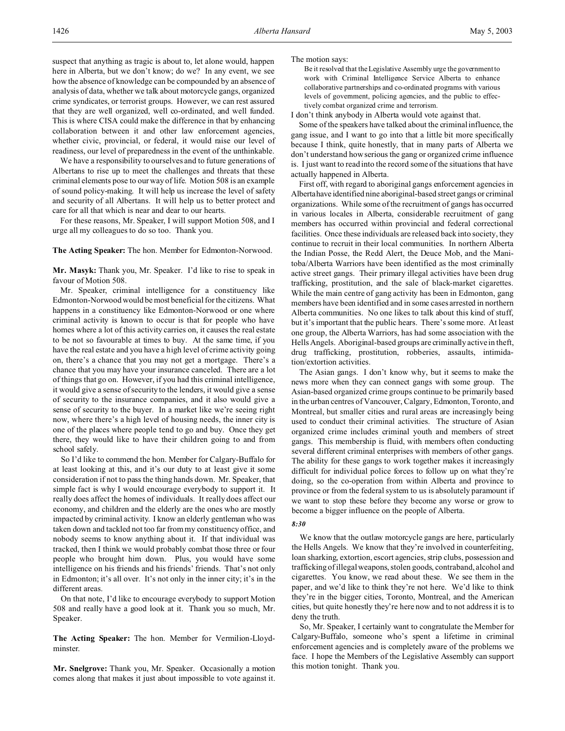suspect that anything as tragic is about to, let alone would, happen here in Alberta, but we don't know; do we? In any event, we see how the absence of knowledge can be compounded by an absence of analysis of data, whether we talk about motorcycle gangs, organized crime syndicates, or terrorist groups. However, we can rest assured that they are well organized, well co-ordinated, and well funded. This is where CISA could make the difference in that by enhancing collaboration between it and other law enforcement agencies, whether civic, provincial, or federal, it would raise our level of readiness, our level of preparedness in the event of the unthinkable.

We have a responsibility to ourselves and to future generations of Albertans to rise up to meet the challenges and threats that these criminal elements pose to our way of life. Motion 508 is an example of sound policy-making. It will help us increase the level of safety and security of all Albertans. It will help us to better protect and care for all that which is near and dear to our hearts.

For these reasons, Mr. Speaker, I will support Motion 508, and I urge all my colleagues to do so too. Thank you.

**The Acting Speaker:** The hon. Member for Edmonton-Norwood.

**Mr. Masyk:** Thank you, Mr. Speaker. I'd like to rise to speak in favour of Motion 508.

Mr. Speaker, criminal intelligence for a constituency like Edmonton-Norwood would be most beneficial for the citizens. What happens in a constituency like Edmonton-Norwood or one where criminal activity is known to occur is that for people who have homes where a lot of this activity carries on, it causes the real estate to be not so favourable at times to buy. At the same time, if you have the real estate and you have a high level of crime activity going on, there's a chance that you may not get a mortgage. There's a chance that you may have your insurance canceled. There are a lot of things that go on. However, if you had this criminal intelligence, it would give a sense of security to the lenders, it would give a sense of security to the insurance companies, and it also would give a sense of security to the buyer. In a market like we're seeing right now, where there's a high level of housing needs, the inner city is one of the places where people tend to go and buy. Once they get there, they would like to have their children going to and from school safely.

So I'd like to commend the hon. Member for Calgary-Buffalo for at least looking at this, and it's our duty to at least give it some consideration if not to pass the thing hands down. Mr. Speaker, that simple fact is why I would encourage everybody to support it. It really does affect the homes of individuals. It really does affect our economy, and children and the elderly are the ones who are mostly impacted by criminal activity. I know an elderly gentleman who was taken down and tackled not too far from my constituency office, and nobody seems to know anything about it. If that individual was tracked, then I think we would probably combat those three or four people who brought him down. Plus, you would have some intelligence on his friends and his friends' friends. That's not only in Edmonton; it's all over. It's not only in the inner city; it's in the different areas.

On that note, I'd like to encourage everybody to support Motion 508 and really have a good look at it. Thank you so much, Mr. Speaker.

**The Acting Speaker:** The hon. Member for Vermilion-Lloydminster.

**Mr. Snelgrove:** Thank you, Mr. Speaker. Occasionally a motion comes along that makes it just about impossible to vote against it. The motion says:

> Be it resolved that the Legislative Assembly urge the government to work with Criminal Intelligence Service Alberta to enhance collaborative partnerships and co-ordinated programs with various levels of government, policing agencies, and the public to effectively combat organized crime and terrorism.

I don't think anybody in Alberta would vote against that.

Some of the speakers have talked about the criminal influence, the gang issue, and I want to go into that a little bit more specifically because I think, quite honestly, that in many parts of Alberta we don't understand how serious the gang or organized crime influence is. I just want to read into the record some of the situations that have actually happened in Alberta.

First off, with regard to aboriginal gangs enforcement agencies in Alberta have identified nine aboriginal-based street gangs or criminal organizations. While some of the recruitment of gangs has occurred in various locales in Alberta, considerable recruitment of gang members has occurred within provincial and federal correctional facilities. Once these individuals are released back into society, they continue to recruit in their local communities. In northern Alberta the Indian Posse, the Redd Alert, the Deuce Mob, and the Manitoba/Alberta Warriors have been identified as the most criminally active street gangs. Their primary illegal activities have been drug trafficking, prostitution, and the sale of black-market cigarettes. While the main centre of gang activity has been in Edmonton, gang members have been identified and in some cases arrested in northern Alberta communities. No one likes to talk about this kind of stuff, but it's important that the public hears. There's some more. At least one group, the Alberta Warriors, has had some association with the Hells Angels. Aboriginal-based groups are criminally active in theft, drug trafficking, prostitution, robberies, assaults, intimidation/extortion activities.

The Asian gangs. I don't know why, but it seems to make the news more when they can connect gangs with some group. The Asian-based organized crime groups continue to be primarily based in the urban centres of Vancouver, Calgary, Edmonton, Toronto, and Montreal, but smaller cities and rural areas are increasingly being used to conduct their criminal activities. The structure of Asian organized crime includes criminal youth and members of street gangs. This membership is fluid, with members often conducting several different criminal enterprises with members of other gangs. The ability for these gangs to work together makes it increasingly difficult for individual police forces to follow up on what they're doing, so the co-operation from within Alberta and province to province or from the federal system to us is absolutely paramount if we want to stop these before they become any worse or grow to become a bigger influence on the people of Alberta.

*8:30*

We know that the outlaw motorcycle gangs are here, particularly the Hells Angels. We know that they're involved in counterfeiting, loan sharking, extortion, escort agencies, strip clubs, possession and trafficking of illegal weapons, stolen goods, contraband, alcohol and cigarettes. You know, we read about these. We see them in the paper, and we'd like to think they're not here. We'd like to think they're in the bigger cities, Toronto, Montreal, and the American cities, but quite honestly they're here now and to not address it is to deny the truth.

So, Mr. Speaker, I certainly want to congratulate the Member for Calgary-Buffalo, someone who's spent a lifetime in criminal enforcement agencies and is completely aware of the problems we face. I hope the Members of the Legislative Assembly can support this motion tonight. Thank you.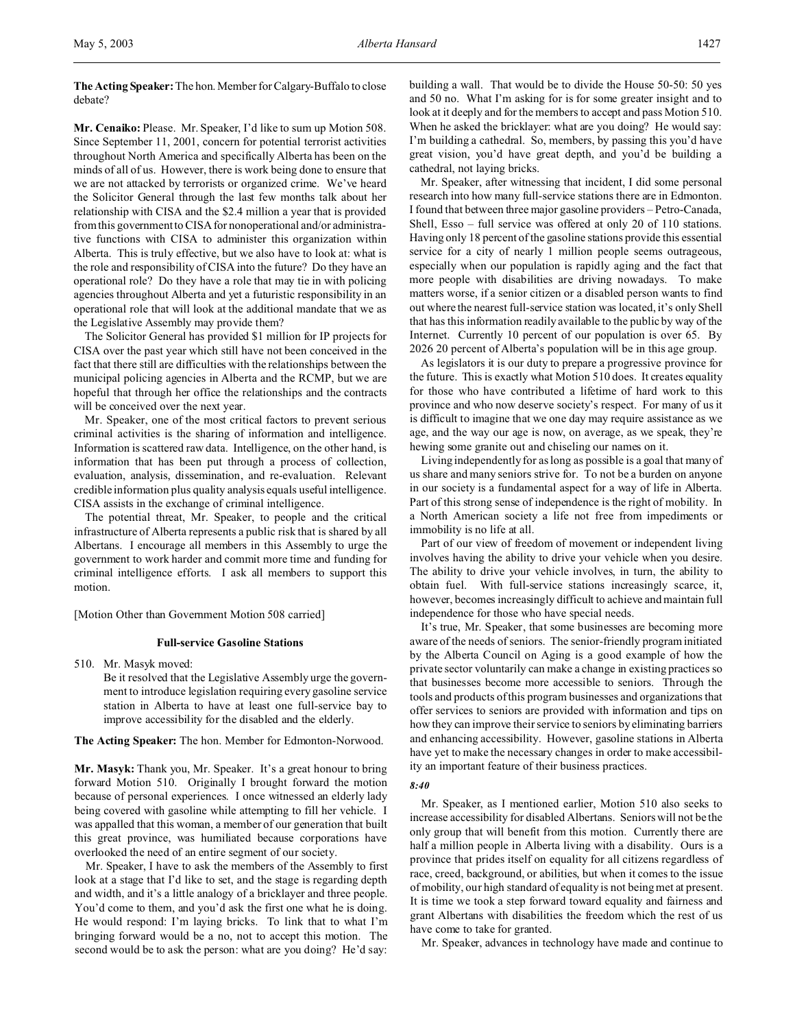**The Acting Speaker:** The hon. Member for Calgary-Buffalo to close debate?

**Mr. Cenaiko:** Please. Mr. Speaker, I'd like to sum up Motion 508. Since September 11, 2001, concern for potential terrorist activities throughout North America and specifically Alberta has been on the minds of all of us. However, there is work being done to ensure that we are not attacked by terrorists or organized crime. We've heard the Solicitor General through the last few months talk about her relationship with CISA and the $2.4 million a year that is provided from this government to CISA for nonoperational and/or administrative functions with CISA to administer this organization within Alberta. This is truly effective, but we also have to look at: what is the role and responsibility of CISA into the future? Do they have an operational role? Do they have a role that may tie in with policing agencies throughout Alberta and yet a futuristic responsibility in an operational role that will look at the additional mandate that we as the Legislative Assembly may provide them?

The Solicitor General has provided $1 million for IP projects for CISA over the past year which still have not been conceived in the fact that there still are difficulties with the relationships between the municipal policing agencies in Alberta and the RCMP, but we are hopeful that through her office the relationships and the contracts will be conceived over the next year.

Mr. Speaker, one of the most critical factors to prevent serious criminal activities is the sharing of information and intelligence. Information is scattered raw data. Intelligence, on the other hand, is information that has been put through a process of collection, evaluation, analysis, dissemination, and re-evaluation. Relevant credible information plus quality analysis equals useful intelligence. CISA assists in the exchange of criminal intelligence.

The potential threat, Mr. Speaker, to people and the critical infrastructure of Alberta represents a public risk that is shared by all Albertans. I encourage all members in this Assembly to urge the government to work harder and commit more time and funding for criminal intelligence efforts. I ask all members to support this motion.

[Motion Other than Government Motion 508 carried]

### Full-service Gasoline Stations

510. Mr. Masyk moved:

Be it resolved that the Legislative Assembly urge the government to introduce legislation requiring every gasoline service station in Alberta to have at least one full-service bay to improve accessibility for the disabled and the elderly.

**The Acting Speaker:** The hon. Member for Edmonton-Norwood.

**Mr. Masyk:** Thank you, Mr. Speaker. It's a great honour to bring forward Motion 510. Originally I brought forward the motion because of personal experiences. I once witnessed an elderly lady being covered with gasoline while attempting to fill her vehicle. I was appalled that this woman, a member of our generation that built this great province, was humiliated because corporations have overlooked the need of an entire segment of our society.

Mr. Speaker, I have to ask the members of the Assembly to first look at a stage that I'd like to set, and the stage is regarding depth and width, and it's a little analogy of a bricklayer and three people. You'd come to them, and you'd ask the first one what he is doing. He would respond: I'm laying bricks. To link that to what I'm bringing forward would be a no, not to accept this motion. The second would be to ask the person: what are you doing? He'd say: building a wall. That would be to divide the House 50-50: 50 yes and 50 no. What I'm asking for is for some greater insight and to look at it deeply and for the members to accept and pass Motion 510. When he asked the bricklayer: what are you doing? He would say: I'm building a cathedral. So, members, by passing this you'd have great vision, you'd have great depth, and you'd be building a cathedral, not laying bricks.

Mr. Speaker, after witnessing that incident, I did some personal research into how many full-service stations there are in Edmonton. I found that between three major gasoline providers – Petro-Canada, Shell, Esso – full service was offered at only 20 of 110 stations. Having only 18 percent of the gasoline stations provide this essential service for a city of nearly 1 million people seems outrageous, especially when our population is rapidly aging and the fact that more people with disabilities are driving nowadays. To make matters worse, if a senior citizen or a disabled person wants to find out where the nearest full-service station was located, it's only Shell that has this information readily available to the public by way of the Internet. Currently 10 percent of our population is over 65. By 2026 20 percent of Alberta's population will be in this age group.

As legislators it is our duty to prepare a progressive province for the future. This is exactly what Motion 510 does. It creates equality for those who have contributed a lifetime of hard work to this province and who now deserve society's respect. For many of us it is difficult to imagine that we one day may require assistance as we age, and the way our age is now, on average, as we speak, they're hewing some granite out and chiseling our names on it.

Living independently for as long as possible is a goal that many of us share and many seniors strive for. To not be a burden on anyone in our society is a fundamental aspect for a way of life in Alberta. Part of this strong sense of independence is the right of mobility. In a North American society a life not free from impediments or immobility is no life at all.

Part of our view of freedom of movement or independent living involves having the ability to drive your vehicle when you desire. The ability to drive your vehicle involves, in turn, the ability to obtain fuel. With full-service stations increasingly scarce, it, however, becomes increasingly difficult to achieve and maintain full independence for those who have special needs.

It's true, Mr. Speaker, that some businesses are becoming more aware of the needs of seniors. The senior-friendly program initiated by the Alberta Council on Aging is a good example of how the private sector voluntarily can make a change in existing practices so that businesses become more accessible to seniors. Through the tools and products of this program businesses and organizations that offer services to seniors are provided with information and tips on how they can improve their service to seniors by eliminating barriers and enhancing accessibility. However, gasoline stations in Alberta have yet to make the necessary changes in order to make accessibility an important feature of their business practices.

*8:40*

Mr. Speaker, as I mentioned earlier, Motion 510 also seeks to increase accessibility for disabled Albertans. Seniors will not be the only group that will benefit from this motion. Currently there are half a million people in Alberta living with a disability. Ours is a province that prides itself on equality for all citizens regardless of race, creed, background, or abilities, but when it comes to the issue of mobility, our high standard of equality is not being met at present. It is time we took a step forward toward equality and fairness and grant Albertans with disabilities the freedom which the rest of us have come to take for granted.

Mr. Speaker, advances in technology have made and continue to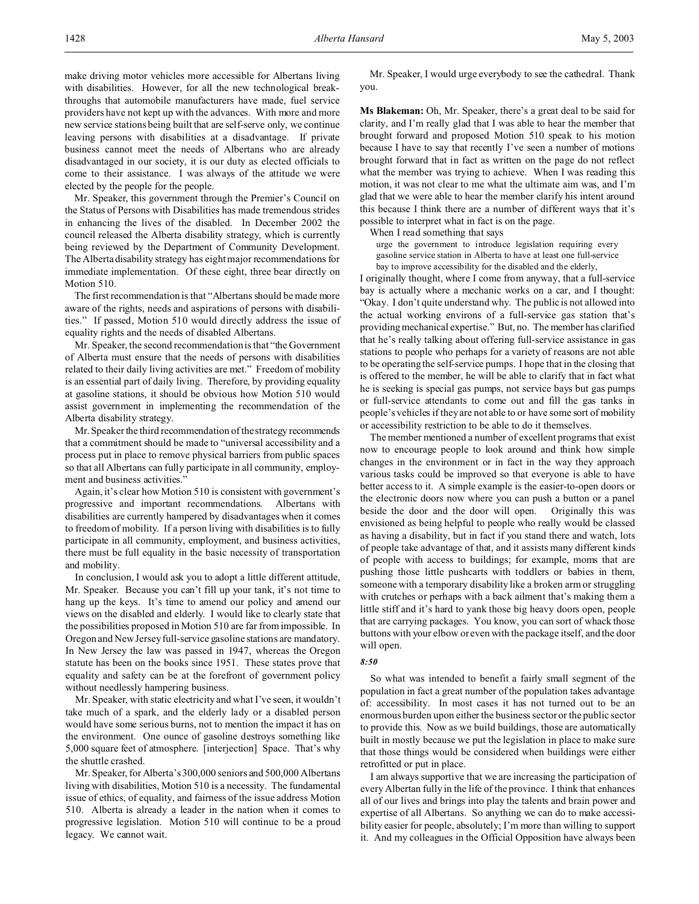make driving motor vehicles more accessible for Albertans living with disabilities. However, for all the new technological breakthroughs that automobile manufacturers have made, fuel service providers have not kept up with the advances. With more and more new service stations being built that are self-serve only, we continue leaving persons with disabilities at a disadvantage. If private business cannot meet the needs of Albertans who are already disadvantaged in our society, it is our duty as elected officials to come to their assistance. I was always of the attitude we were elected by the people for the people.

Mr. Speaker, this government through the Premier's Council on the Status of Persons with Disabilities has made tremendous strides in enhancing the lives of the disabled. In December 2002 the council released the Alberta disability strategy, which is currently being reviewed by the Department of Community Development. The Alberta disability strategy has eight major recommendations for immediate implementation. Of these eight, three bear directly on Motion 510.

The first recommendation is that "Albertans should be made more aware of the rights, needs and aspirations of persons with disabilities." If passed, Motion 510 would directly address the issue of equality rights and the needs of disabled Albertans.

Mr. Speaker, the second recommendation is that "the Government of Alberta must ensure that the needs of persons with disabilities related to their daily living activities are met." Freedom of mobility is an essential part of daily living. Therefore, by providing equality at gasoline stations, it should be obvious how Motion 510 would assist government in implementing the recommendation of the Alberta disability strategy.

Mr. Speaker the third recommendation of the strategy recommends that a commitment should be made to "universal accessibility and a process put in place to remove physical barriers from public spaces so that all Albertans can fully participate in all community, employment and business activities."

Again, it's clear how Motion 510 is consistent with government's progressive and important recommendations. Albertans with disabilities are currently hampered by disadvantages when it comes to freedom of mobility. If a person living with disabilities is to fully participate in all community, employment, and business activities, there must be full equality in the basic necessity of transportation and mobility.

In conclusion, I would ask you to adopt a little different attitude, Mr. Speaker. Because you can't fill up your tank, it's not time to hang up the keys. It's time to amend our policy and amend our views on the disabled and elderly. I would like to clearly state that the possibilities proposed in Motion 510 are far from impossible. In Oregon and New Jersey full-service gasoline stations are mandatory. In New Jersey the law was passed in 1947, whereas the Oregon statute has been on the books since 1951. These states prove that equality and safety can be at the forefront of government policy without needlessly hampering business.

Mr. Speaker, with static electricity and what I've seen, it wouldn't take much of a spark, and the elderly lady or a disabled person would have some serious burns, not to mention the impact it has on the environment. One ounce of gasoline destroys something like 5,000 square feet of atmosphere. [interjection] Space. That's why the shuttle crashed.

Mr. Speaker, for Alberta's 300,000 seniors and 500,000 Albertans living with disabilities, Motion 510 is a necessity. The fundamental issue of ethics, of equality, and fairness of the issue address Motion 510. Alberta is already a leader in the nation when it comes to progressive legislation. Motion 510 will continue to be a proud legacy. We cannot wait.

Mr. Speaker, I would urge everybody to see the cathedral. Thank you.

**Ms Blakeman:** Oh, Mr. Speaker, there's a great deal to be said for clarity, and I'm really glad that I was able to hear the member that brought forward and proposed Motion 510 speak to his motion because I have to say that recently I've seen a number of motions brought forward that in fact as written on the page do not reflect what the member was trying to achieve. When I was reading this motion, it was not clear to me what the ultimate aim was, and I'm glad that we were able to hear the member clarify his intent around this because I think there are a number of different ways that it's possible to interpret what in fact is on the page.

When I read something that says

> urge the government to introduce legislation requiring every gasoline service station in Alberta to have at least one full-service bay to improve accessibility for the disabled and the elderly,

I originally thought, where I come from anyway, that a full-service bay is actually where a mechanic works on a car, and I thought: "Okay. I don't quite understand why. The public is not allowed into the actual working environs of a full-service gas station that's providing mechanical expertise." But, no. The member has clarified that he's really talking about offering full-service assistance in gas stations to people who perhaps for a variety of reasons are not able to be operating the self-service pumps. I hope that in the closing that is offered to the member, he will be able to clarify that in fact what he is seeking is special gas pumps, not service bays but gas pumps or full-service attendants to come out and fill the gas tanks in people's vehicles if they are not able to or have some sort of mobility or accessibility restriction to be able to do it themselves.

The member mentioned a number of excellent programs that exist now to encourage people to look around and think how simple changes in the environment or in fact in the way they approach various tasks could be improved so that everyone is able to have better access to it. A simple example is the easier-to-open doors or the electronic doors now where you can push a button or a panel beside the door and the door will open. Originally this was envisioned as being helpful to people who really would be classed as having a disability, but in fact if you stand there and watch, lots of people take advantage of that, and it assists many different kinds of people with access to buildings; for example, moms that are pushing those little pushcarts with toddlers or babies in them, someone with a temporary disability like a broken arm or struggling with crutches or perhaps with a back ailment that's making them a little stiff and it's hard to yank those big heavy doors open, people that are carrying packages. You know, you can sort of whack those buttons with your elbow or even with the package itself, and the door will open.

*8:50*

So what was intended to benefit a fairly small segment of the population in fact a great number of the population takes advantage of: accessibility. In most cases it has not turned out to be an enormous burden upon either the business sector or the public sector to provide this. Now as we build buildings, those are automatically built in mostly because we put the legislation in place to make sure that those things would be considered when buildings were either retrofitted or put in place.

I am always supportive that we are increasing the participation of every Albertan fully in the life of the province. I think that enhances all of our lives and brings into play the talents and brain power and expertise of all Albertans. So anything we can do to make accessibility easier for people, absolutely; I'm more than willing to support it. And my colleagues in the Official Opposition have always been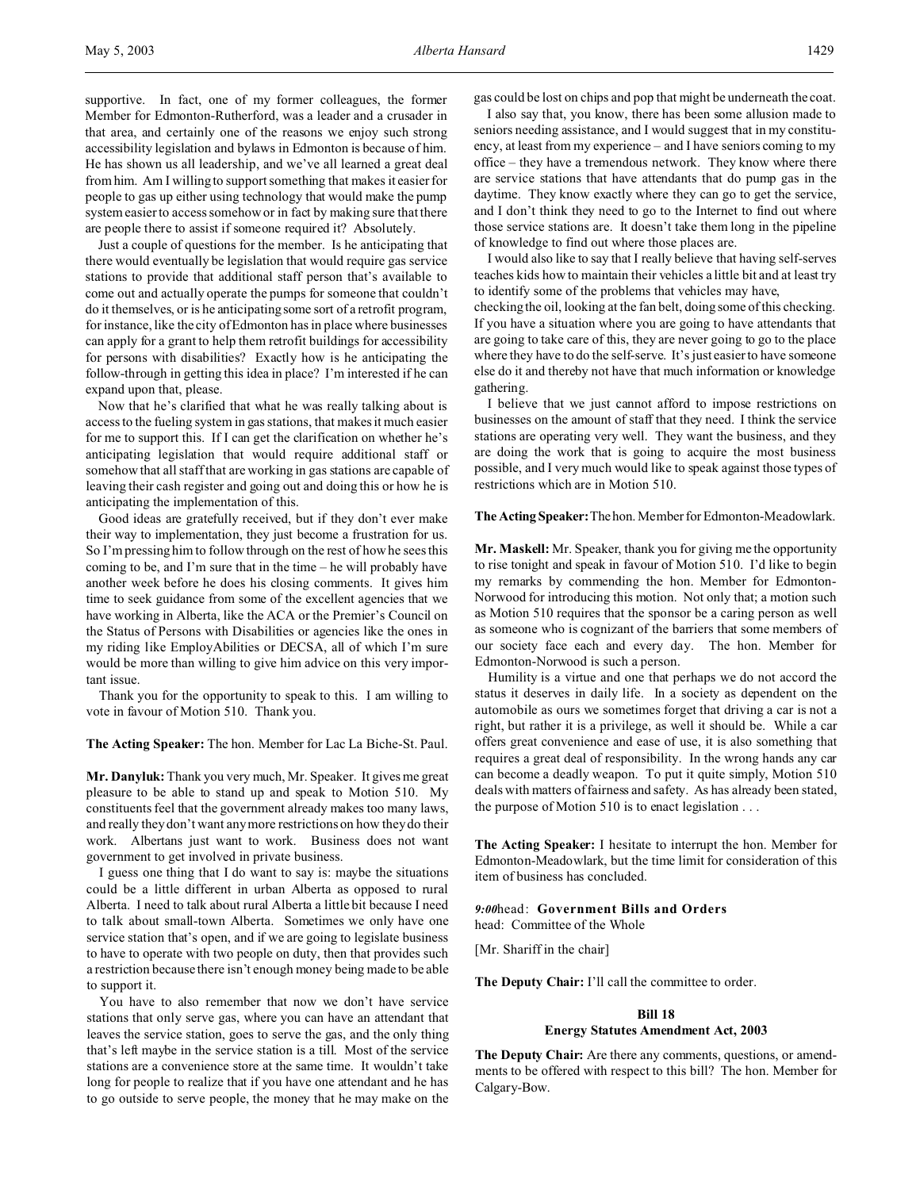supportive. In fact, one of my former colleagues, the former Member for Edmonton-Rutherford, was a leader and a crusader in that area, and certainly one of the reasons we enjoy such strong accessibility legislation and bylaws in Edmonton is because of him. He has shown us all leadership, and we've all learned a great deal from him. Am I willing to support something that makes it easier for people to gas up either using technology that would make the pump system easier to access somehow or in fact by making sure that there are people there to assist if someone required it? Absolutely.

Just a couple of questions for the member. Is he anticipating that there would eventually be legislation that would require gas service stations to provide that additional staff person that's available to come out and actually operate the pumps for someone that couldn't do it themselves, or is he anticipating some sort of a retrofit program, for instance, like the city of Edmonton has in place where businesses can apply for a grant to help them retrofit buildings for accessibility for persons with disabilities? Exactly how is he anticipating the follow-through in getting this idea in place? I'm interested if he can expand upon that, please.

Now that he's clarified that what he was really talking about is access to the fueling system in gas stations, that makes it much easier for me to support this. If I can get the clarification on whether he's anticipating legislation that would require additional staff or somehow that all staff that are working in gas stations are capable of leaving their cash register and going out and doing this or how he is anticipating the implementation of this.

Good ideas are gratefully received, but if they don't ever make their way to implementation, they just become a frustration for us. So I'm pressing him to follow through on the rest of how he sees this coming to be, and I'm sure that in the time – he will probably have another week before he does his closing comments. It gives him time to seek guidance from some of the excellent agencies that we have working in Alberta, like the ACA or the Premier's Council on the Status of Persons with Disabilities or agencies like the ones in my riding like EmployAbilities or DECSA, all of which I'm sure would be more than willing to give him advice on this very important issue.

Thank you for the opportunity to speak to this. I am willing to vote in favour of Motion 510. Thank you.

**The Acting Speaker:** The hon. Member for Lac La Biche-St. Paul.

**Mr. Danyluk:** Thank you very much, Mr. Speaker. It gives me great pleasure to be able to stand up and speak to Motion 510. My constituents feel that the government already makes too many laws, and really they don't want any more restrictions on how they do their work. Albertans just want to work. Business does not want government to get involved in private business.

I guess one thing that I do want to say is: maybe the situations could be a little different in urban Alberta as opposed to rural Alberta. I need to talk about rural Alberta a little bit because I need to talk about small-town Alberta. Sometimes we only have one service station that's open, and if we are going to legislate business to have to operate with two people on duty, then that provides such a restriction because there isn't enough money being made to be able to support it.

You have to also remember that now we don't have service stations that only serve gas, where you can have an attendant that leaves the service station, goes to serve the gas, and the only thing that's left maybe in the service station is a till. Most of the service stations are a convenience store at the same time. It wouldn't take long for people to realize that if you have one attendant and he has to go outside to serve people, the money that he may make on the gas could be lost on chips and pop that might be underneath the coat.

I also say that, you know, there has been some allusion made to seniors needing assistance, and I would suggest that in my constituency, at least from my experience – and I have seniors coming to my office – they have a tremendous network. They know where there are service stations that have attendants that do pump gas in the daytime. They know exactly where they can go to get the service, and I don't think they need to go to the Internet to find out where those service stations are. It doesn't take them long in the pipeline of knowledge to find out where those places are.

I would also like to say that I really believe that having self-serves teaches kids how to maintain their vehicles a little bit and at least try to identify some of the problems that vehicles may have, checking the oil, looking at the fan belt, doing some of this checking. If you have a situation where you are going to have attendants that are going to take care of this, they are never going to go to the place where they have to do the self-serve. It's just easier to have someone else do it and thereby not have that much information or knowledge gathering.

I believe that we just cannot afford to impose restrictions on businesses on the amount of staff that they need. I think the service stations are operating very well. They want the business, and they are doing the work that is going to acquire the most business possible, and I very much would like to speak against those types of restrictions which are in Motion 510.

**The Acting Speaker:** The hon. Member for Edmonton-Meadowlark.

**Mr. Maskell:** Mr. Speaker, thank you for giving me the opportunity to rise tonight and speak in favour of Motion 510. I'd like to begin my remarks by commending the hon. Member for Edmonton-Norwood for introducing this motion. Not only that; a motion such as Motion 510 requires that the sponsor be a caring person as well as someone who is cognizant of the barriers that some members of our society face each and every day. The hon. Member for Edmonton-Norwood is such a person.

Humility is a virtue and one that perhaps we do not accord the status it deserves in daily life. In a society as dependent on the automobile as ours we sometimes forget that driving a car is not a right, but rather it is a privilege, as well it should be. While a car offers great convenience and ease of use, it is also something that requires a great deal of responsibility. In the wrong hands any car can become a deadly weapon. To put it quite simply, Motion 510 deals with matters of fairness and safety. As has already been stated, the purpose of Motion 510 is to enact legislation . . .

**The Acting Speaker:** I hesitate to interrupt the hon. Member for Edmonton-Meadowlark, but the time limit for consideration of this item of business has concluded.

*9:00* head: **Government Bills and Orders**
head: Committee of the Whole

[Mr. Shariff in the chair]

**The Deputy Chair:** I'll call the committee to order.

## Bill 18
## Energy Statutes Amendment Act, 2003

**The Deputy Chair:** Are there any comments, questions, or amendments to be offered with respect to this bill? The hon. Member for Calgary-Bow.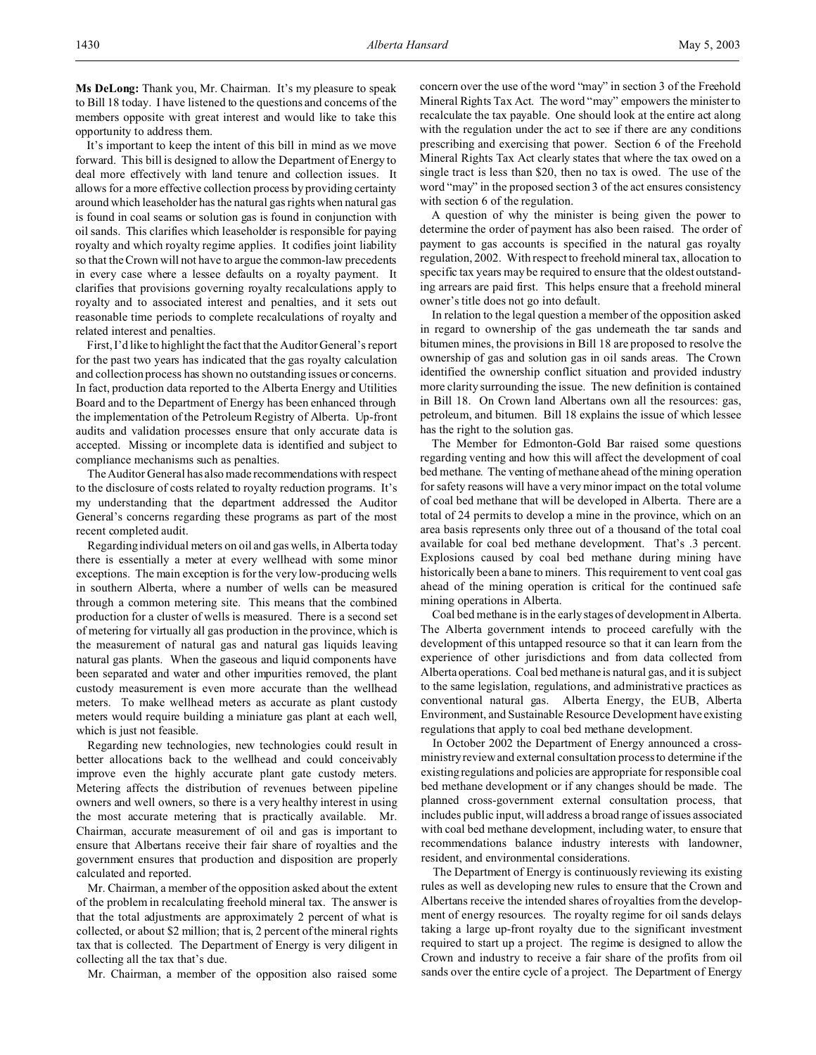**Ms DeLong:** Thank you, Mr. Chairman. It's my pleasure to speak to Bill 18 today. I have listened to the questions and concerns of the members opposite with great interest and would like to take this opportunity to address them.

It's important to keep the intent of this bill in mind as we move forward. This bill is designed to allow the Department of Energy to deal more effectively with land tenure and collection issues. It allows for a more effective collection process by providing certainty around which leaseholder has the natural gas rights when natural gas is found in coal seams or solution gas is found in conjunction with oil sands. This clarifies which leaseholder is responsible for paying royalty and which royalty regime applies. It codifies joint liability so that the Crown will not have to argue the common-law precedents in every case where a lessee defaults on a royalty payment. It clarifies that provisions governing royalty recalculations apply to royalty and to associated interest and penalties, and it sets out reasonable time periods to complete recalculations of royalty and related interest and penalties.

First, I'd like to highlight the fact that the Auditor General's report for the past two years has indicated that the gas royalty calculation and collection process has shown no outstanding issues or concerns. In fact, production data reported to the Alberta Energy and Utilities Board and to the Department of Energy has been enhanced through the implementation of the Petroleum Registry of Alberta. Up-front audits and validation processes ensure that only accurate data is accepted. Missing or incomplete data is identified and subject to compliance mechanisms such as penalties.

The Auditor General has also made recommendations with respect to the disclosure of costs related to royalty reduction programs. It's my understanding that the department addressed the Auditor General's concerns regarding these programs as part of the most recent completed audit.

Regarding individual meters on oil and gas wells, in Alberta today there is essentially a meter at every wellhead with some minor exceptions. The main exception is for the very low-producing wells in southern Alberta, where a number of wells can be measured through a common metering site. This means that the combined production for a cluster of wells is measured. There is a second set of metering for virtually all gas production in the province, which is the measurement of natural gas and natural gas liquids leaving natural gas plants. When the gaseous and liquid components have been separated and water and other impurities removed, the plant custody measurement is even more accurate than the wellhead meters. To make wellhead meters as accurate as plant custody meters would require building a miniature gas plant at each well, which is just not feasible.

Regarding new technologies, new technologies could result in better allocations back to the wellhead and could conceivably improve even the highly accurate plant gate custody meters. Metering affects the distribution of revenues between pipeline owners and well owners, so there is a very healthy interest in using the most accurate metering that is practically available. Mr. Chairman, accurate measurement of oil and gas is important to ensure that Albertans receive their fair share of royalties and the government ensures that production and disposition are properly calculated and reported.

Mr. Chairman, a member of the opposition asked about the extent of the problem in recalculating freehold mineral tax. The answer is that the total adjustments are approximately 2 percent of what is collected, or about $2 million; that is, 2 percent of the mineral rights tax that is collected. The Department of Energy is very diligent in collecting all the tax that's due.

Mr. Chairman, a member of the opposition also raised some concern over the use of the word "may" in section 3 of the Freehold Mineral Rights Tax Act. The word "may" empowers the minister to recalculate the tax payable. One should look at the entire act along with the regulation under the act to see if there are any conditions prescribing and exercising that power. Section 6 of the Freehold Mineral Rights Tax Act clearly states that where the tax owed on a single tract is less than $20, then no tax is owed. The use of the word "may" in the proposed section 3 of the act ensures consistency with section 6 of the regulation.

A question of why the minister is being given the power to determine the order of payment has also been raised. The order of payment to gas accounts is specified in the natural gas royalty regulation, 2002. With respect to freehold mineral tax, allocation to specific tax years may be required to ensure that the oldest outstanding arrears are paid first. This helps ensure that a freehold mineral owner's title does not go into default.

In relation to the legal question a member of the opposition asked in regard to ownership of the gas underneath the tar sands and bitumen mines, the provisions in Bill 18 are proposed to resolve the ownership of gas and solution gas in oil sands areas. The Crown identified the ownership conflict situation and provided industry more clarity surrounding the issue. The new definition is contained in Bill 18. On Crown land Albertans own all the resources: gas, petroleum, and bitumen. Bill 18 explains the issue of which lessee has the right to the solution gas.

The Member for Edmonton-Gold Bar raised some questions regarding venting and how this will affect the development of coal bed methane. The venting of methane ahead of the mining operation for safety reasons will have a very minor impact on the total volume of coal bed methane that will be developed in Alberta. There are a total of 24 permits to develop a mine in the province, which on an area basis represents only three out of a thousand of the total coal available for coal bed methane development. That's .3 percent. Explosions caused by coal bed methane during mining have historically been a bane to miners. This requirement to vent coal gas ahead of the mining operation is critical for the continued safe mining operations in Alberta.

Coal bed methane is in the early stages of development in Alberta. The Alberta government intends to proceed carefully with the development of this untapped resource so that it can learn from the experience of other jurisdictions and from data collected from Alberta operations. Coal bed methane is natural gas, and it is subject to the same legislation, regulations, and administrative practices as conventional natural gas. Alberta Energy, the EUB, Alberta Environment, and Sustainable Resource Development have existing regulations that apply to coal bed methane development.

In October 2002 the Department of Energy announced a cross-ministry review and external consultation process to determine if the existing regulations and policies are appropriate for responsible coal bed methane development or if any changes should be made. The planned cross-government external consultation process, that includes public input, will address a broad range of issues associated with coal bed methane development, including water, to ensure that recommendations balance industry interests with landowner, resident, and environmental considerations.

The Department of Energy is continuously reviewing its existing rules as well as developing new rules to ensure that the Crown and Albertans receive the intended shares of royalties from the development of energy resources. The royalty regime for oil sands delays taking a large up-front royalty due to the significant investment required to start up a project. The regime is designed to allow the Crown and industry to receive a fair share of the profits from oil sands over the entire cycle of a project. The Department of Energy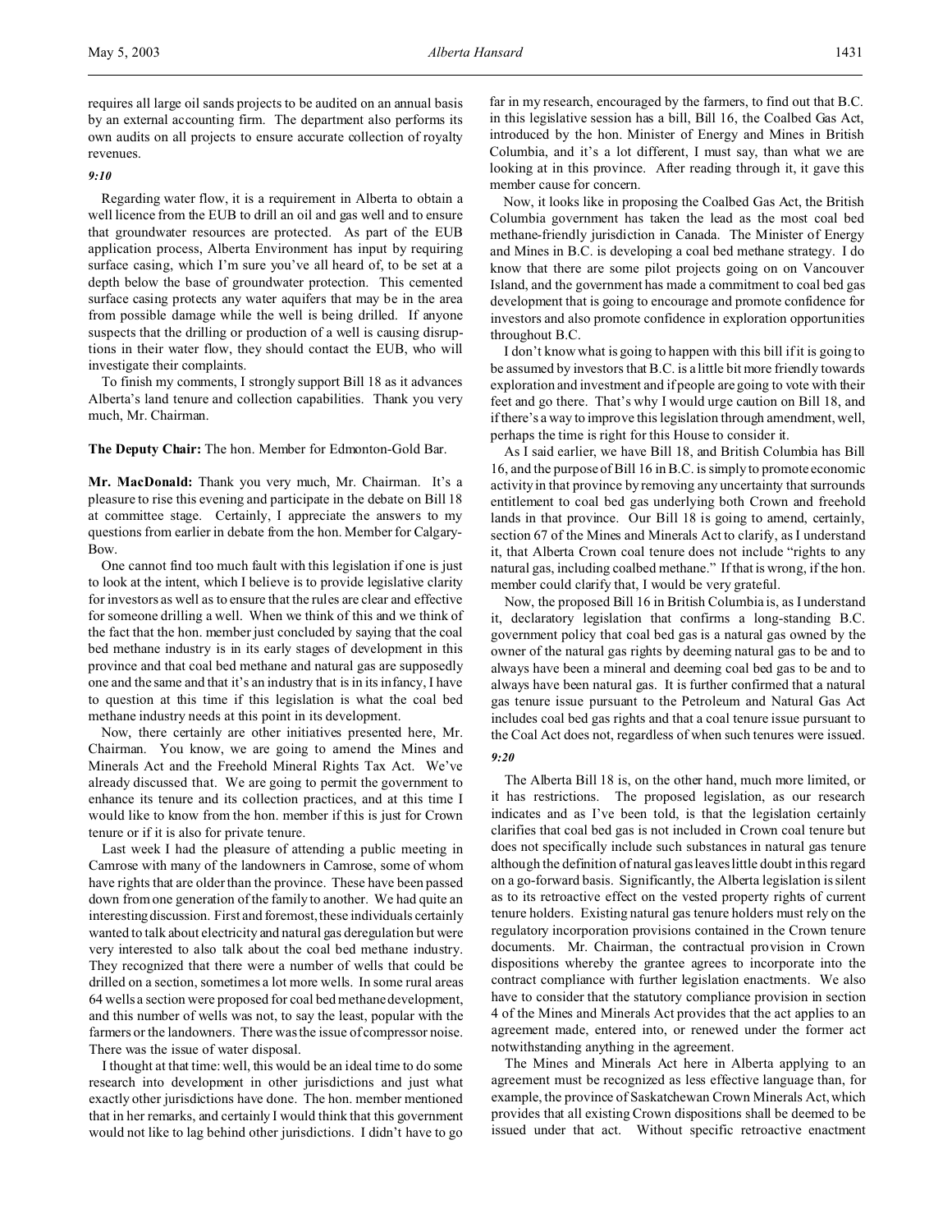requires all large oil sands projects to be audited on an annual basis by an external accounting firm. The department also performs its own audits on all projects to ensure accurate collection of royalty revenues.

*9:10*

Regarding water flow, it is a requirement in Alberta to obtain a well licence from the EUB to drill an oil and gas well and to ensure that groundwater resources are protected. As part of the EUB application process, Alberta Environment has input by requiring surface casing, which I'm sure you've all heard of, to be set at a depth below the base of groundwater protection. This cemented surface casing protects any water aquifers that may be in the area from possible damage while the well is being drilled. If anyone suspects that the drilling or production of a well is causing disruptions in their water flow, they should contact the EUB, who will investigate their complaints.

To finish my comments, I strongly support Bill 18 as it advances Alberta's land tenure and collection capabilities. Thank you very much, Mr. Chairman.

**The Deputy Chair:** The hon. Member for Edmonton-Gold Bar.

**Mr. MacDonald:** Thank you very much, Mr. Chairman. It's a pleasure to rise this evening and participate in the debate on Bill 18 at committee stage. Certainly, I appreciate the answers to my questions from earlier in debate from the hon. Member for Calgary-Bow.

One cannot find too much fault with this legislation if one is just to look at the intent, which I believe is to provide legislative clarity for investors as well as to ensure that the rules are clear and effective for someone drilling a well. When we think of this and we think of the fact that the hon. member just concluded by saying that the coal bed methane industry is in its early stages of development in this province and that coal bed methane and natural gas are supposedly one and the same and that it's an industry that is in its infancy, I have to question at this time if this legislation is what the coal bed methane industry needs at this point in its development.

Now, there certainly are other initiatives presented here, Mr. Chairman. You know, we are going to amend the Mines and Minerals Act and the Freehold Mineral Rights Tax Act. We've already discussed that. We are going to permit the government to enhance its tenure and its collection practices, and at this time I would like to know from the hon. member if this is just for Crown tenure or if it is also for private tenure.

Last week I had the pleasure of attending a public meeting in Camrose with many of the landowners in Camrose, some of whom have rights that are older than the province. These have been passed down from one generation of the family to another. We had quite an interesting discussion. First and foremost, these individuals certainly wanted to talk about electricity and natural gas deregulation but were very interested to also talk about the coal bed methane industry. They recognized that there were a number of wells that could be drilled on a section, sometimes a lot more wells. In some rural areas 64 wells a section were proposed for coal bed methane development, and this number of wells was not, to say the least, popular with the farmers or the landowners. There was the issue of compressor noise. There was the issue of water disposal.

I thought at that time: well, this would be an ideal time to do some research into development in other jurisdictions and just what exactly other jurisdictions have done. The hon. member mentioned that in her remarks, and certainly I would think that this government would not like to lag behind other jurisdictions. I didn't have to go far in my research, encouraged by the farmers, to find out that B.C. in this legislative session has a bill, Bill 16, the Coalbed Gas Act, introduced by the hon. Minister of Energy and Mines in British Columbia, and it's a lot different, I must say, than what we are looking at in this province. After reading through it, it gave this member cause for concern.

Now, it looks like in proposing the Coalbed Gas Act, the British Columbia government has taken the lead as the most coal bed methane-friendly jurisdiction in Canada. The Minister of Energy and Mines in B.C. is developing a coal bed methane strategy. I do know that there are some pilot projects going on on Vancouver Island, and the government has made a commitment to coal bed gas development that is going to encourage and promote confidence for investors and also promote confidence in exploration opportunities throughout B.C.

I don't know what is going to happen with this bill if it is going to be assumed by investors that B.C. is a little bit more friendly towards exploration and investment and if people are going to vote with their feet and go there. That's why I would urge caution on Bill 18, and if there's a way to improve this legislation through amendment, well, perhaps the time is right for this House to consider it.

As I said earlier, we have Bill 18, and British Columbia has Bill 16, and the purpose of Bill 16 in B.C. is simply to promote economic activity in that province by removing any uncertainty that surrounds entitlement to coal bed gas underlying both Crown and freehold lands in that province. Our Bill 18 is going to amend, certainly, section 67 of the Mines and Minerals Act to clarify, as I understand it, that Alberta Crown coal tenure does not include "rights to any natural gas, including coalbed methane." If that is wrong, if the hon. member could clarify that, I would be very grateful.

Now, the proposed Bill 16 in British Columbia is, as I understand it, declaratory legislation that confirms a long-standing B.C. government policy that coal bed gas is a natural gas owned by the owner of the natural gas rights by deeming natural gas to be and to always have been a mineral and deeming coal bed gas to be and to always have been natural gas. It is further confirmed that a natural gas tenure issue pursuant to the Petroleum and Natural Gas Act includes coal bed gas rights and that a coal tenure issue pursuant to the Coal Act does not, regardless of when such tenures were issued.

*9:20*

The Alberta Bill 18 is, on the other hand, much more limited, or it has restrictions. The proposed legislation, as our research indicates and as I've been told, is that the legislation certainly clarifies that coal bed gas is not included in Crown coal tenure but does not specifically include such substances in natural gas tenure although the definition of natural gas leaves little doubt in this regard on a go-forward basis. Significantly, the Alberta legislation is silent as to its retroactive effect on the vested property rights of current tenure holders. Existing natural gas tenure holders must rely on the regulatory incorporation provisions contained in the Crown tenure documents. Mr. Chairman, the contractual provision in Crown dispositions whereby the grantee agrees to incorporate into the contract compliance with further legislation enactments. We also have to consider that the statutory compliance provision in section 4 of the Mines and Minerals Act provides that the act applies to an agreement made, entered into, or renewed under the former act notwithstanding anything in the agreement.

The Mines and Minerals Act here in Alberta applying to an agreement must be recognized as less effective language than, for example, the province of Saskatchewan Crown Minerals Act, which provides that all existing Crown dispositions shall be deemed to be issued under that act. Without specific retroactive enactment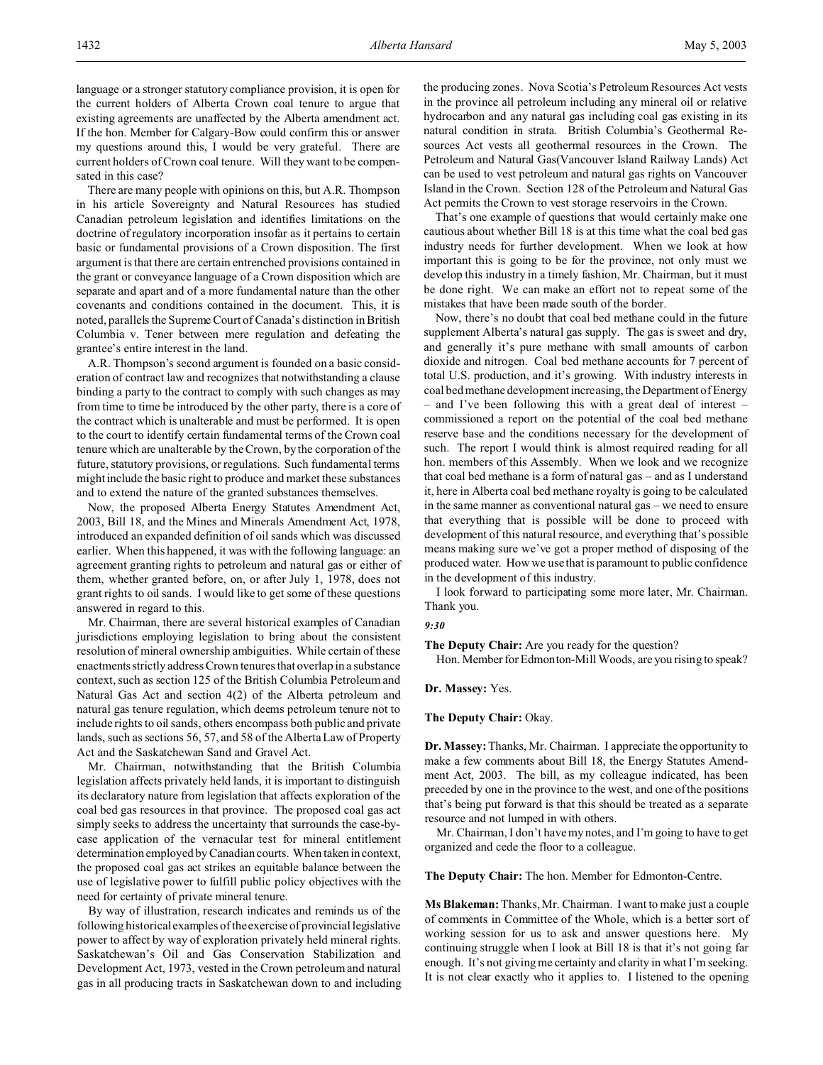language or a stronger statutory compliance provision, it is open for the current holders of Alberta Crown coal tenure to argue that existing agreements are unaffected by the Alberta amendment act. If the hon. Member for Calgary-Bow could confirm this or answer my questions around this, I would be very grateful. There are current holders of Crown coal tenure. Will they want to be compensated in this case?

There are many people with opinions on this, but A.R. Thompson in his article Sovereignty and Natural Resources has studied Canadian petroleum legislation and identifies limitations on the doctrine of regulatory incorporation insofar as it pertains to certain basic or fundamental provisions of a Crown disposition. The first argument is that there are certain entrenched provisions contained in the grant or conveyance language of a Crown disposition which are separate and apart and of a more fundamental nature than the other covenants and conditions contained in the document. This, it is noted, parallels the Supreme Court of Canada's distinction in British Columbia v. Tener between mere regulation and defeating the grantee's entire interest in the land.

A.R. Thompson's second argument is founded on a basic consideration of contract law and recognizes that notwithstanding a clause binding a party to the contract to comply with such changes as may from time to time be introduced by the other party, there is a core of the contract which is unalterable and must be performed. It is open to the court to identify certain fundamental terms of the Crown coal tenure which are unalterable by the Crown, by the corporation of the future, statutory provisions, or regulations. Such fundamental terms might include the basic right to produce and market these substances and to extend the nature of the granted substances themselves.

Now, the proposed Alberta Energy Statutes Amendment Act, 2003, Bill 18, and the Mines and Minerals Amendment Act, 1978, introduced an expanded definition of oil sands which was discussed earlier. When this happened, it was with the following language: an agreement granting rights to petroleum and natural gas or either of them, whether granted before, on, or after July 1, 1978, does not grant rights to oil sands. I would like to get some of these questions answered in regard to this.

Mr. Chairman, there are several historical examples of Canadian jurisdictions employing legislation to bring about the consistent resolution of mineral ownership ambiguities. While certain of these enactments strictly address Crown tenures that overlap in a substance context, such as section 125 of the British Columbia Petroleum and Natural Gas Act and section 4(2) of the Alberta petroleum and natural gas tenure regulation, which deems petroleum tenure not to include rights to oil sands, others encompass both public and private lands, such as sections 56, 57, and 58 of the Alberta Law of Property Act and the Saskatchewan Sand and Gravel Act.

Mr. Chairman, notwithstanding that the British Columbia legislation affects privately held lands, it is important to distinguish its declaratory nature from legislation that affects exploration of the coal bed gas resources in that province. The proposed coal gas act simply seeks to address the uncertainty that surrounds the case-by-case application of the vernacular test for mineral entitlement determination employed by Canadian courts. When taken in context, the proposed coal gas act strikes an equitable balance between the use of legislative power to fulfill public policy objectives with the need for certainty of private mineral tenure.

By way of illustration, research indicates and reminds us of the following historical examples of the exercise of provincial legislative power to affect by way of exploration privately held mineral rights. Saskatchewan's Oil and Gas Conservation Stabilization and Development Act, 1973, vested in the Crown petroleum and natural gas in all producing tracts in Saskatchewan down to and including the producing zones. Nova Scotia's Petroleum Resources Act vests in the province all petroleum including any mineral oil or relative hydrocarbon and any natural gas including coal gas existing in its natural condition in strata. British Columbia's Geothermal Resources Act vests all geothermal resources in the Crown. The Petroleum and Natural Gas (Vancouver Island Railway Lands) Act can be used to vest petroleum and natural gas rights on Vancouver Island in the Crown. Section 128 of the Petroleum and Natural Gas Act permits the Crown to vest storage reservoirs in the Crown.

That's one example of questions that would certainly make one cautious about whether Bill 18 is at this time what the coal bed gas industry needs for further development. When we look at how important this is going to be for the province, not only must we develop this industry in a timely fashion, Mr. Chairman, but it must be done right. We can make an effort not to repeat some of the mistakes that have been made south of the border.

Now, there's no doubt that coal bed methane could in the future supplement Alberta's natural gas supply. The gas is sweet and dry, and generally it's pure methane with small amounts of carbon dioxide and nitrogen. Coal bed methane accounts for 7 percent of total U.S. production, and it's growing. With industry interests in coal bed methane development increasing, the Department of Energy – and I've been following this with a great deal of interest – commissioned a report on the potential of the coal bed methane reserve base and the conditions necessary for the development of such. The report I would think is almost required reading for all hon. members of this Assembly. When we look and we recognize that coal bed methane is a form of natural gas – and as I understand it, here in Alberta coal bed methane royalty is going to be calculated in the same manner as conventional natural gas – we need to ensure that everything that is possible will be done to proceed with development of this natural resource, and everything that's possible means making sure we've got a proper method of disposing of the produced water. How we use that is paramount to public confidence in the development of this industry.

I look forward to participating some more later, Mr. Chairman. Thank you.

*9:30*

**The Deputy Chair:** Are you ready for the question?

Hon. Member for Edmonton-Mill Woods, are you rising to speak?

**Dr. Massey:** Yes.

**The Deputy Chair:** Okay.

**Dr. Massey:** Thanks, Mr. Chairman. I appreciate the opportunity to make a few comments about Bill 18, the Energy Statutes Amendment Act, 2003. The bill, as my colleague indicated, has been preceded by one in the province to the west, and one of the positions that's being put forward is that this should be treated as a separate resource and not lumped in with others.

Mr. Chairman, I don't have my notes, and I'm going to have to get organized and cede the floor to a colleague.

**The Deputy Chair:** The hon. Member for Edmonton-Centre.

**Ms Blakeman:** Thanks, Mr. Chairman. I want to make just a couple of comments in Committee of the Whole, which is a better sort of working session for us to ask and answer questions here. My continuing struggle when I look at Bill 18 is that it's not going far enough. It's not giving me certainty and clarity in what I'm seeking. It is not clear exactly who it applies to. I listened to the opening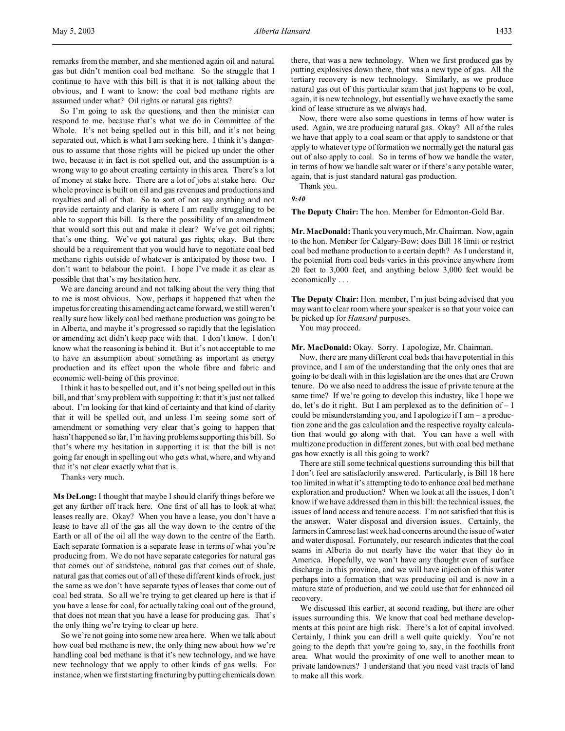remarks from the member, and she mentioned again oil and natural gas but didn't mention coal bed methane. So the struggle that I continue to have with this bill is that it is not talking about the obvious, and I want to know: the coal bed methane rights are assumed under what? Oil rights or natural gas rights?

So I'm going to ask the questions, and then the minister can respond to me, because that's what we do in Committee of the Whole. It's not being spelled out in this bill, and it's not being separated out, which is what I am seeking here. I think it's dangerous to assume that those rights will be picked up under the other two, because it in fact is not spelled out, and the assumption is a wrong way to go about creating certainty in this area. There's a lot of money at stake here. There are a lot of jobs at stake here. Our whole province is built on oil and gas revenues and productions and royalties and all of that. So to sort of not say anything and not provide certainty and clarity is where I am really struggling to be able to support this bill. Is there the possibility of an amendment that would sort this out and make it clear? We've got oil rights; that's one thing. We've got natural gas rights; okay. But there should be a requirement that you would have to negotiate coal bed methane rights outside of whatever is anticipated by those two. I don't want to belabour the point. I hope I've made it as clear as possible that that's my hesitation here.

We are dancing around and not talking about the very thing that to me is most obvious. Now, perhaps it happened that when the impetus for creating this amending act came forward, we still weren't really sure how likely coal bed methane production was going to be in Alberta, and maybe it's progressed so rapidly that the legislation or amending act didn't keep pace with that. I don't know. I don't know what the reasoning is behind it. But it's not acceptable to me to have an assumption about something as important as energy production and its effect upon the whole fibre and fabric and economic well-being of this province.

I think it has to be spelled out, and it's not being spelled out in this bill, and that's my problem with supporting it: that it's just not talked about. I'm looking for that kind of certainty and that kind of clarity that it will be spelled out, and unless I'm seeing some sort of amendment or something very clear that's going to happen that hasn't happened so far, I'm having problems supporting this bill. So that's where my hesitation in supporting it is: that the bill is not going far enough in spelling out who gets what, where, and why and that it's not clear exactly what that is.

Thanks very much.

**Ms DeLong:** I thought that maybe I should clarify things before we get any further off track here. One first of all has to look at what leases really are. Okay? When you have a lease, you don't have a lease to have all of the gas all the way down to the centre of the Earth or all of the oil all the way down to the centre of the Earth. Each separate formation is a separate lease in terms of what you're producing from. We do not have separate categories for natural gas that comes out of sandstone, natural gas that comes out of shale, natural gas that comes out of all of these different kinds of rock, just the same as we don't have separate types of leases that come out of coal bed strata. So all we're trying to get cleared up here is that if you have a lease for coal, for actually taking coal out of the ground, that does not mean that you have a lease for producing gas. That's the only thing we're trying to clear up here.

So we're not going into some new area here. When we talk about how coal bed methane is new, the only thing new about how we're handling coal bed methane is that it's new technology, and we have new technology that we apply to other kinds of gas wells. For instance, when we first starting fracturing by putting chemicals down there, that was a new technology. When we first produced gas by putting explosives down there, that was a new type of gas. All the tertiary recovery is new technology. Similarly, as we produce natural gas out of this particular seam that just happens to be coal, again, it is new technology, but essentially we have exactly the same kind of lease structure as we always had.

Now, there were also some questions in terms of how water is used. Again, we are producing natural gas. Okay? All of the rules we have that apply to a coal seam or that apply to sandstone or that apply to whatever type of formation we normally get the natural gas out of also apply to coal. So in terms of how we handle the water, in terms of how we handle salt water or if there's any potable water, again, that is just standard natural gas production.

Thank you.

*9:40*

**The Deputy Chair:** The hon. Member for Edmonton-Gold Bar.

**Mr. MacDonald:** Thank you very much, Mr. Chairman. Now, again to the hon. Member for Calgary-Bow: does Bill 18 limit or restrict coal bed methane production to a certain depth? As I understand it, the potential from coal beds varies in this province anywhere from 20 feet to 3,000 feet, and anything below 3,000 feet would be economically . . .

**The Deputy Chair:** Hon. member, I'm just being advised that you may want to clear room where your speaker is so that your voice can be picked up for *Hansard* purposes.

You may proceed.

**Mr. MacDonald:** Okay. Sorry. I apologize, Mr. Chairman.

Now, there are many different coal beds that have potential in this province, and I am of the understanding that the only ones that are going to be dealt with in this legislation are the ones that are Crown tenure. Do we also need to address the issue of private tenure at the same time? If we're going to develop this industry, like I hope we do, let's do it right. But I am perplexed as to the definition of – I could be misunderstanding you, and I apologize if I am – a production zone and the gas calculation and the respective royalty calculation that would go along with that. You can have a well with multizone production in different zones, but with coal bed methane gas how exactly is all this going to work?

There are still some technical questions surrounding this bill that I don't feel are satisfactorily answered. Particularly, is Bill 18 here too limited in what it's attempting to do to enhance coal bed methane exploration and production? When we look at all the issues, I don't know if we have addressed them in this bill: the technical issues, the issues of land access and tenure access. I'm not satisfied that this is the answer. Water disposal and diversion issues. Certainly, the farmers in Camrose last week had concerns around the issue of water and water disposal. Fortunately, our research indicates that the coal seams in Alberta do not nearly have the water that they do in America. Hopefully, we won't have any thought even of surface discharge in this province, and we will have injection of this water perhaps into a formation that was producing oil and is now in a mature state of production, and we could use that for enhanced oil recovery.

We discussed this earlier, at second reading, but there are other issues surrounding this. We know that coal bed methane developments at this point are high risk. There's a lot of capital involved. Certainly, I think you can drill a well quite quickly. You're not going to the depth that you're going to, say, in the foothills front area. What would the proximity of one well to another mean to private landowners? I understand that you need vast tracts of land to make all this work.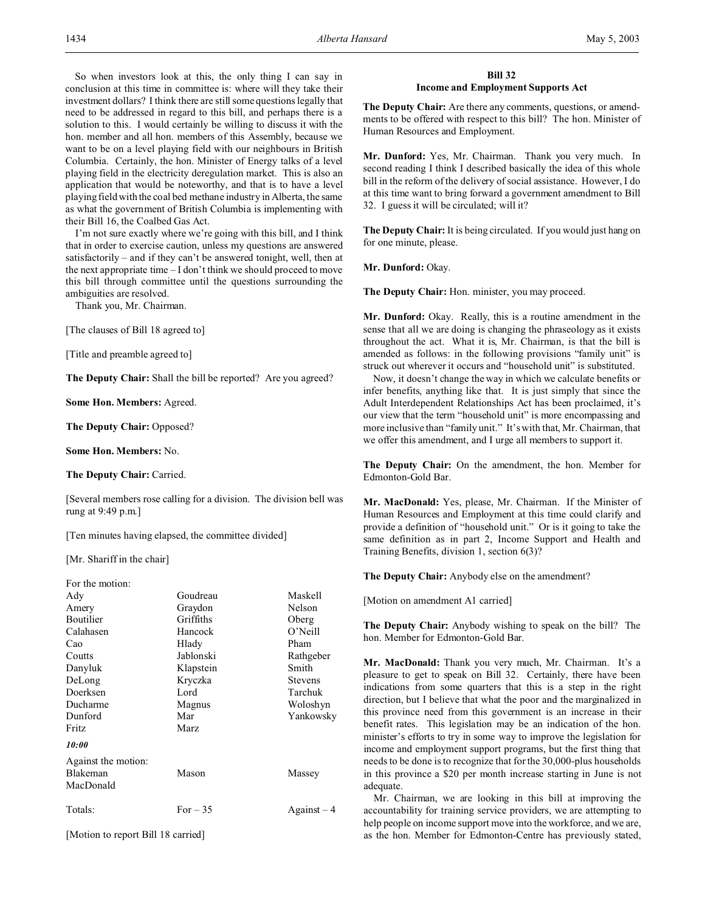So when investors look at this, the only thing I can say in conclusion at this time in committee is: where will they take their investment dollars? I think there are still some questions legally that need to be addressed in regard to this bill, and perhaps there is a solution to this. I would certainly be willing to discuss it with the hon. member and all hon. members of this Assembly, because we want to be on a level playing field with our neighbours in British Columbia. Certainly, the hon. Minister of Energy talks of a level playing field in the electricity deregulation market. This is also an application that would be noteworthy, and that is to have a level playing field with the coal bed methane industry in Alberta, the same as what the government of British Columbia is implementing with their Bill 16, the Coalbed Gas Act.

I'm not sure exactly where we're going with this bill, and I think that in order to exercise caution, unless my questions are answered satisfactorily – and if they can't be answered tonight, well, then at the next appropriate time – I don't think we should proceed to move this bill through committee until the questions surrounding the ambiguities are resolved.

Thank you, Mr. Chairman.

[The clauses of Bill 18 agreed to]

[Title and preamble agreed to]

**The Deputy Chair:** Shall the bill be reported? Are you agreed?

**Some Hon. Members:** Agreed.

**The Deputy Chair:** Opposed?

**Some Hon. Members:** No.

**The Deputy Chair:** Carried.

[Several members rose calling for a division. The division bell was rung at 9:49 p.m.]

[Ten minutes having elapsed, the committee divided]

[Mr. Shariff in the chair]

For the motion:

| | | |
|---|---|---|
| Ady | Goudreau | Maskell |
| Amery | Graydon | Nelson |
| Boutilier | Griffiths | Oberg |
| Calahasen | Hancock | O'Neill |
| Cao | Hlady | Pham |
| Coutts | Jablonski | Rathgeber |
| Danyluk | Klapstein | Smith |
| DeLong | Kryczka | Stevens |
| Doerksen | Lord | Tarchuk |
| Ducharme | Magnus | Woloshyn |
| Dunford | Mar | Yankowsky |
| Fritz | Marz | |

*10:00*

Against the motion:

| | | |
|---|---|---|
| Blakeman | Mason | Massey |
| MacDonald | | |

| | | |
|---|---|---|
| Totals: | For – 35 | Against – 4 |

[Motion to report Bill 18 carried]

## Bill 32
## Income and Employment Supports Act

**The Deputy Chair:** Are there any comments, questions, or amendments to be offered with respect to this bill? The hon. Minister of Human Resources and Employment.

**Mr. Dunford:** Yes, Mr. Chairman. Thank you very much. In second reading I think I described basically the idea of this whole bill in the reform of the delivery of social assistance. However, I do at this time want to bring forward a government amendment to Bill 32. I guess it will be circulated; will it?

**The Deputy Chair:** It is being circulated. If you would just hang on for one minute, please.

**Mr. Dunford:** Okay.

**The Deputy Chair:** Hon. minister, you may proceed.

**Mr. Dunford:** Okay. Really, this is a routine amendment in the sense that all we are doing is changing the phraseology as it exists throughout the act. What it is, Mr. Chairman, is that the bill is amended as follows: in the following provisions "family unit" is struck out wherever it occurs and "household unit" is substituted.

Now, it doesn't change the way in which we calculate benefits or infer benefits, anything like that. It is just simply that since the Adult Interdependent Relationships Act has been proclaimed, it's our view that the term "household unit" is more encompassing and more inclusive than "family unit." It's with that, Mr. Chairman, that we offer this amendment, and I urge all members to support it.

**The Deputy Chair:** On the amendment, the hon. Member for Edmonton-Gold Bar.

**Mr. MacDonald:** Yes, please, Mr. Chairman. If the Minister of Human Resources and Employment at this time could clarify and provide a definition of "household unit." Or is it going to take the same definition as in part 2, Income Support and Health and Training Benefits, division 1, section 6(3)?

**The Deputy Chair:** Anybody else on the amendment?

[Motion on amendment A1 carried]

**The Deputy Chair:** Anybody wishing to speak on the bill? The hon. Member for Edmonton-Gold Bar.

**Mr. MacDonald:** Thank you very much, Mr. Chairman. It's a pleasure to get to speak on Bill 32. Certainly, there have been indications from some quarters that this is a step in the right direction, but I believe that what the poor and the marginalized in this province need from this government is an increase in their benefit rates. This legislation may be an indication of the hon. minister's efforts to try in some way to improve the legislation for income and employment support programs, but the first thing that needs to be done is to recognize that for the 30,000-plus households in this province a $20 per month increase starting in June is not adequate.

Mr. Chairman, we are looking in this bill at improving the accountability for training service providers, we are attempting to help people on income support move into the workforce, and we are, as the hon. Member for Edmonton-Centre has previously stated,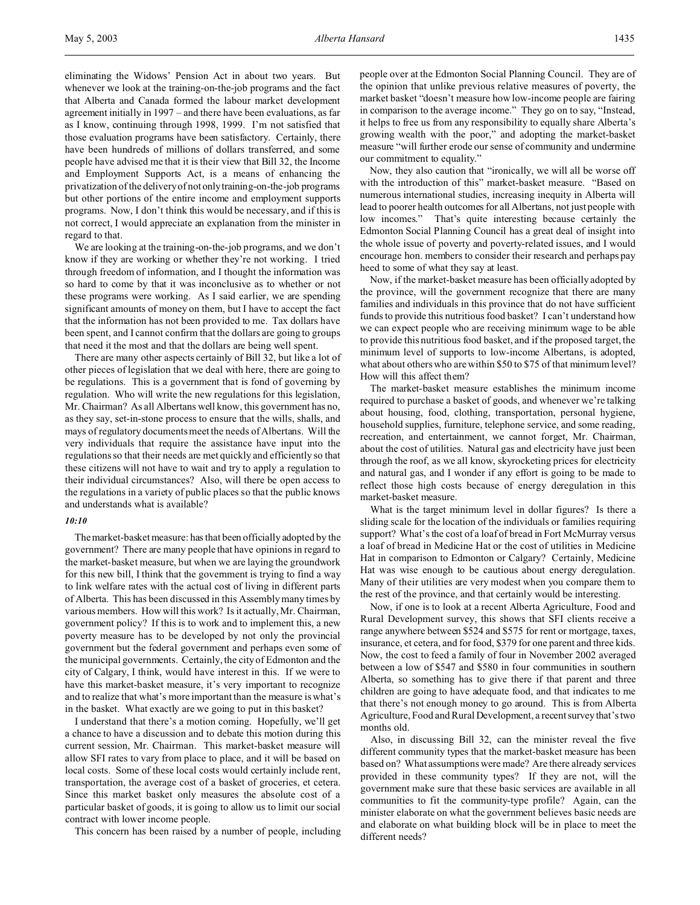eliminating the Widows' Pension Act in about two years. But whenever we look at the training-on-the-job programs and the fact that Alberta and Canada formed the labour market development agreement initially in 1997 – and there have been evaluations, as far as I know, continuing through 1998, 1999. I'm not satisfied that those evaluation programs have been satisfactory. Certainly, there have been hundreds of millions of dollars transferred, and some people have advised me that it is their view that Bill 32, the Income and Employment Supports Act, is a means of enhancing the privatization of the delivery of not only training-on-the-job programs but other portions of the entire income and employment supports programs. Now, I don't think this would be necessary, and if this is not correct, I would appreciate an explanation from the minister in regard to that.

We are looking at the training-on-the-job programs, and we don't know if they are working or whether they're not working. I tried through freedom of information, and I thought the information was so hard to come by that it was inconclusive as to whether or not these programs were working. As I said earlier, we are spending significant amounts of money on them, but I have to accept the fact that the information has not been provided to me. Tax dollars have been spent, and I cannot confirm that the dollars are going to groups that need it the most and that the dollars are being well spent.

There are many other aspects certainly of Bill 32, but like a lot of other pieces of legislation that we deal with here, there are going to be regulations. This is a government that is fond of governing by regulation. Who will write the new regulations for this legislation, Mr. Chairman? As all Albertans well know, this government has no, as they say, set-in-stone process to ensure that the wills, shalls, and mays of regulatory documents meet the needs of Albertans. Will the very individuals that require the assistance have input into the regulations so that their needs are met quickly and efficiently so that these citizens will not have to wait and try to apply a regulation to their individual circumstances? Also, will there be open access to the regulations in a variety of public places so that the public knows and understands what is available?

*10:10*

The market-basket measure: has that been officially adopted by the government? There are many people that have opinions in regard to the market-basket measure, but when we are laying the groundwork for this new bill, I think that the government is trying to find a way to link welfare rates with the actual cost of living in different parts of Alberta. This has been discussed in this Assembly many times by various members. How will this work? Is it actually, Mr. Chairman, government policy? If this is to work and to implement this, a new poverty measure has to be developed by not only the provincial government but the federal government and perhaps even some of the municipal governments. Certainly, the city of Edmonton and the city of Calgary, I think, would have interest in this. If we were to have this market-basket measure, it's very important to recognize and to realize that what's more important than the measure is what's in the basket. What exactly are we going to put in this basket?

I understand that there's a motion coming. Hopefully, we'll get a chance to have a discussion and to debate this motion during this current session, Mr. Chairman. This market-basket measure will allow SFI rates to vary from place to place, and it will be based on local costs. Some of these local costs would certainly include rent, transportation, the average cost of a basket of groceries, et cetera. Since this market basket only measures the absolute cost of a particular basket of goods, it is going to allow us to limit our social contract with lower income people.

This concern has been raised by a number of people, including people over at the Edmonton Social Planning Council. They are of the opinion that unlike previous relative measures of poverty, the market basket "doesn't measure how low-income people are fairing in comparison to the average income." They go on to say, "Instead, it helps to free us from any responsibility to equally share Alberta's growing wealth with the poor," and adopting the market-basket measure "will further erode our sense of community and undermine our commitment to equality."

Now, they also caution that "ironically, we will all be worse off with the introduction of this" market-basket measure. "Based on numerous international studies, increasing inequity in Alberta will lead to poorer health outcomes for all Albertans, not just people with low incomes." That's quite interesting because certainly the Edmonton Social Planning Council has a great deal of insight into the whole issue of poverty and poverty-related issues, and I would encourage hon. members to consider their research and perhaps pay heed to some of what they say at least.

Now, if the market-basket measure has been officially adopted by the province, will the government recognize that there are many families and individuals in this province that do not have sufficient funds to provide this nutritious food basket? I can't understand how we can expect people who are receiving minimum wage to be able to provide this nutritious food basket, and if the proposed target, the minimum level of supports to low-income Albertans, is adopted, what about others who are within $50 to $75 of that minimum level? How will this affect them?

The market-basket measure establishes the minimum income required to purchase a basket of goods, and whenever we're talking about housing, food, clothing, transportation, personal hygiene, household supplies, furniture, telephone service, and some reading, recreation, and entertainment, we cannot forget, Mr. Chairman, about the cost of utilities. Natural gas and electricity have just been through the roof, as we all know, skyrocketing prices for electricity and natural gas, and I wonder if any effort is going to be made to reflect those high costs because of energy deregulation in this market-basket measure.

What is the target minimum level in dollar figures? Is there a sliding scale for the location of the individuals or families requiring support? What's the cost of a loaf of bread in Fort McMurray versus a loaf of bread in Medicine Hat or the cost of utilities in Medicine Hat in comparison to Edmonton or Calgary? Certainly, Medicine Hat was wise enough to be cautious about energy deregulation. Many of their utilities are very modest when you compare them to the rest of the province, and that certainly would be interesting.

Now, if one is to look at a recent Alberta Agriculture, Food and Rural Development survey, this shows that SFI clients receive a range anywhere between $524 and $575 for rent or mortgage, taxes, insurance, et cetera, and for food, $379 for one parent and three kids. Now, the cost to feed a family of four in November 2002 averaged between a low of $547 and $580 in four communities in southern Alberta, so something has to give there if that parent and three children are going to have adequate food, and that indicates to me that there's not enough money to go around. This is from Alberta Agriculture, Food and Rural Development, a recent survey that's two months old.

Also, in discussing Bill 32, can the minister reveal the five different community types that the market-basket measure has been based on? What assumptions were made? Are there already services provided in these community types? If they are not, will the government make sure that these basic services are available in all communities to fit the community-type profile? Again, can the minister elaborate on what the government believes basic needs are and elaborate on what building block will be in place to meet the different needs?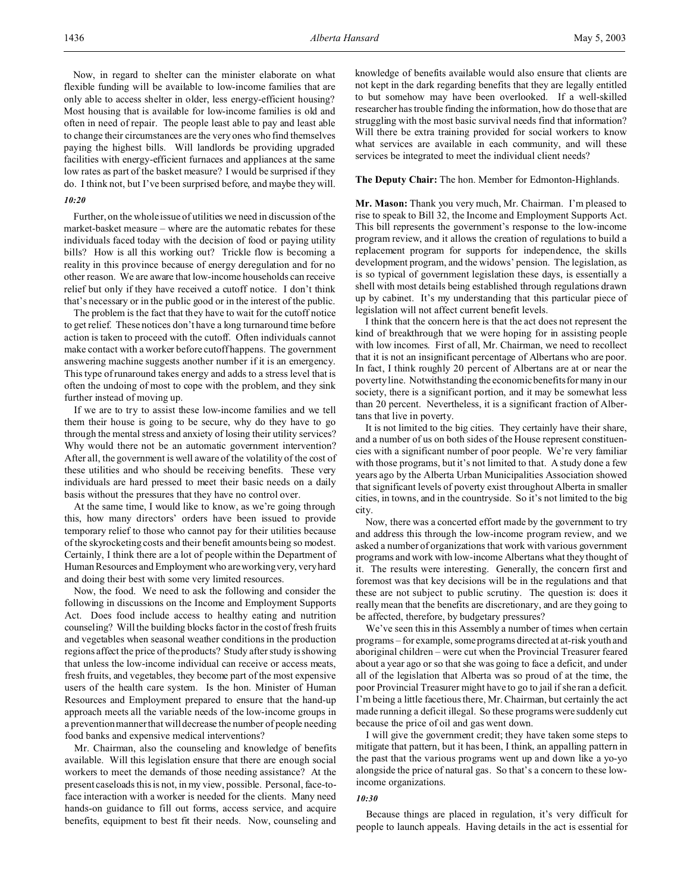Now, in regard to shelter can the minister elaborate on what flexible funding will be available to low-income families that are only able to access shelter in older, less energy-efficient housing? Most housing that is available for low-income families is old and often in need of repair. The people least able to pay and least able to change their circumstances are the very ones who find themselves paying the highest bills. Will landlords be providing upgraded facilities with energy-efficient furnaces and appliances at the same low rates as part of the basket measure? I would be surprised if they do. I think not, but I've been surprised before, and maybe they will.

*10:20*

Further, on the whole issue of utilities we need in discussion of the market-basket measure – where are the automatic rebates for these individuals faced today with the decision of food or paying utility bills? How is all this working out? Trickle flow is becoming a reality in this province because of energy deregulation and for no other reason. We are aware that low-income households can receive relief but only if they have received a cutoff notice. I don't think that's necessary or in the public good or in the interest of the public.

The problem is the fact that they have to wait for the cutoff notice to get relief. These notices don't have a long turnaround time before action is taken to proceed with the cutoff. Often individuals cannot make contact with a worker before cutoff happens. The government answering machine suggests another number if it is an emergency. This type of runaround takes energy and adds to a stress level that is often the undoing of most to cope with the problem, and they sink further instead of moving up.

If we are to try to assist these low-income families and we tell them their house is going to be secure, why do they have to go through the mental stress and anxiety of losing their utility services? Why would there not be an automatic government intervention? After all, the government is well aware of the volatility of the cost of these utilities and who should be receiving benefits. These very individuals are hard pressed to meet their basic needs on a daily basis without the pressures that they have no control over.

At the same time, I would like to know, as we're going through this, how many directors' orders have been issued to provide temporary relief to those who cannot pay for their utilities because of the skyrocketing costs and their benefit amounts being so modest. Certainly, I think there are a lot of people within the Department of Human Resources and Employment who are working very, very hard and doing their best with some very limited resources.

Now, the food. We need to ask the following and consider the following in discussions on the Income and Employment Supports Act. Does food include access to healthy eating and nutrition counseling? Will the building blocks factor in the cost of fresh fruits and vegetables when seasonal weather conditions in the production regions affect the price of the products? Study after study is showing that unless the low-income individual can receive or access meats, fresh fruits, and vegetables, they become part of the most expensive users of the health care system. Is the hon. Minister of Human Resources and Employment prepared to ensure that the hand-up approach meets all the variable needs of the low-income groups in a prevention manner that will decrease the number of people needing food banks and expensive medical interventions?

Mr. Chairman, also the counseling and knowledge of benefits available. Will this legislation ensure that there are enough social workers to meet the demands of those needing assistance? At the present caseloads this is not, in my view, possible. Personal, face-to-face interaction with a worker is needed for the clients. Many need hands-on guidance to fill out forms, access service, and acquire benefits, equipment to best fit their needs. Now, counseling and knowledge of benefits available would also ensure that clients are not kept in the dark regarding benefits that they are legally entitled to but somehow may have been overlooked. If a well-skilled researcher has trouble finding the information, how do those that are struggling with the most basic survival needs find that information? Will there be extra training provided for social workers to know what services are available in each community, and will these services be integrated to meet the individual client needs?

**The Deputy Chair:** The hon. Member for Edmonton-Highlands.

**Mr. Mason:** Thank you very much, Mr. Chairman. I'm pleased to rise to speak to Bill 32, the Income and Employment Supports Act. This bill represents the government's response to the low-income program review, and it allows the creation of regulations to build a replacement program for supports for independence, the skills development program, and the widows' pension. The legislation, as is so typical of government legislation these days, is essentially a shell with most details being established through regulations drawn up by cabinet. It's my understanding that this particular piece of legislation will not affect current benefit levels.

I think that the concern here is that the act does not represent the kind of breakthrough that we were hoping for in assisting people with low incomes. First of all, Mr. Chairman, we need to recollect that it is not an insignificant percentage of Albertans who are poor. In fact, I think roughly 20 percent of Albertans are at or near the poverty line. Notwithstanding the economic benefits for many in our society, there is a significant portion, and it may be somewhat less than 20 percent. Nevertheless, it is a significant fraction of Albertans that live in poverty.

It is not limited to the big cities. They certainly have their share, and a number of us on both sides of the House represent constituencies with a significant number of poor people. We're very familiar with those programs, but it's not limited to that. A study done a few years ago by the Alberta Urban Municipalities Association showed that significant levels of poverty exist throughout Alberta in smaller cities, in towns, and in the countryside. So it's not limited to the big city.

Now, there was a concerted effort made by the government to try and address this through the low-income program review, and we asked a number of organizations that work with various government programs and work with low-income Albertans what they thought of it. The results were interesting. Generally, the concern first and foremost was that key decisions will be in the regulations and that these are not subject to public scrutiny. The question is: does it really mean that the benefits are discretionary, and are they going to be affected, therefore, by budgetary pressures?

We've seen this in this Assembly a number of times when certain programs – for example, some programs directed at at-risk youth and aboriginal children – were cut when the Provincial Treasurer feared about a year ago or so that she was going to face a deficit, and under all of the legislation that Alberta was so proud of at the time, the poor Provincial Treasurer might have to go to jail if she ran a deficit. I'm being a little facetious there, Mr. Chairman, but certainly the act made running a deficit illegal. So these programs were suddenly cut because the price of oil and gas went down.

I will give the government credit; they have taken some steps to mitigate that pattern, but it has been, I think, an appalling pattern in the past that the various programs went up and down like a yo-yo alongside the price of natural gas. So that's a concern to these low-income organizations.

*10:30*

Because things are placed in regulation, it's very difficult for people to launch appeals. Having details in the act is essential for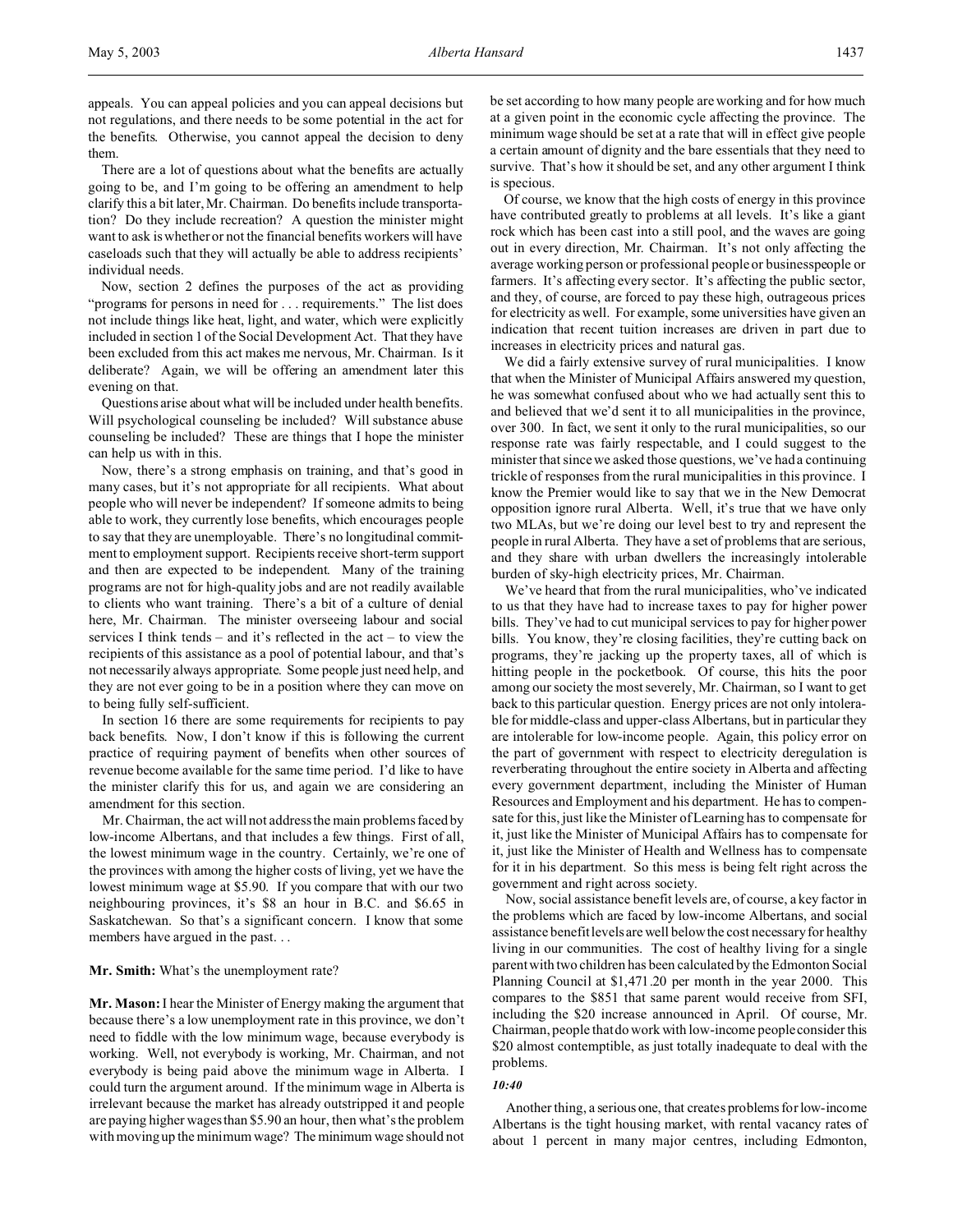appeals. You can appeal policies and you can appeal decisions but not regulations, and there needs to be some potential in the act for the benefits. Otherwise, you cannot appeal the decision to deny them.

There are a lot of questions about what the benefits are actually going to be, and I'm going to be offering an amendment to help clarify this a bit later, Mr. Chairman. Do benefits include transportation? Do they include recreation? A question the minister might want to ask is whether or not the financial benefits workers will have caseloads such that they will actually be able to address recipients' individual needs.

Now, section 2 defines the purposes of the act as providing "programs for persons in need for . . . requirements." The list does not include things like heat, light, and water, which were explicitly included in section 1 of the Social Development Act. That they have been excluded from this act makes me nervous, Mr. Chairman. Is it deliberate? Again, we will be offering an amendment later this evening on that.

Questions arise about what will be included under health benefits. Will psychological counseling be included? Will substance abuse counseling be included? These are things that I hope the minister can help us with in this.

Now, there's a strong emphasis on training, and that's good in many cases, but it's not appropriate for all recipients. What about people who will never be independent? If someone admits to being able to work, they currently lose benefits, which encourages people to say that they are unemployable. There's no longitudinal commitment to employment support. Recipients receive short-term support and then are expected to be independent. Many of the training programs are not for high-quality jobs and are not readily available to clients who want training. There's a bit of a culture of denial here, Mr. Chairman. The minister overseeing labour and social services I think tends – and it's reflected in the act – to view the recipients of this assistance as a pool of potential labour, and that's not necessarily always appropriate. Some people just need help, and they are not ever going to be in a position where they can move on to being fully self-sufficient.

In section 16 there are some requirements for recipients to pay back benefits. Now, I don't know if this is following the current practice of requiring payment of benefits when other sources of revenue become available for the same time period. I'd like to have the minister clarify this for us, and again we are considering an amendment for this section.

Mr. Chairman, the act will not address the main problems faced by low-income Albertans, and that includes a few things. First of all, the lowest minimum wage in the country. Certainly, we're one of the provinces with among the higher costs of living, yet we have the lowest minimum wage at $5.90. If you compare that with our two neighbouring provinces, it's $8 an hour in B.C. and $6.65 in Saskatchewan. So that's a significant concern. I know that some members have argued in the past. . .

**Mr. Smith:** What's the unemployment rate?

**Mr. Mason:** I hear the Minister of Energy making the argument that because there's a low unemployment rate in this province, we don't need to fiddle with the low minimum wage, because everybody is working. Well, not everybody is working, Mr. Chairman, and not everybody is being paid above the minimum wage in Alberta. I could turn the argument around. If the minimum wage in Alberta is irrelevant because the market has already outstripped it and people are paying higher wages than $5.90 an hour, then what's the problem with moving up the minimum wage? The minimum wage should not be set according to how many people are working and for how much at a given point in the economic cycle affecting the province. The minimum wage should be set at a rate that will in effect give people a certain amount of dignity and the bare essentials that they need to survive. That's how it should be set, and any other argument I think is specious.

Of course, we know that the high costs of energy in this province have contributed greatly to problems at all levels. It's like a giant rock which has been cast into a still pool, and the waves are going out in every direction, Mr. Chairman. It's not only affecting the average working person or professional people or businesspeople or farmers. It's affecting every sector. It's affecting the public sector, and they, of course, are forced to pay these high, outrageous prices for electricity as well. For example, some universities have given an indication that recent tuition increases are driven in part due to increases in electricity prices and natural gas.

We did a fairly extensive survey of rural municipalities. I know that when the Minister of Municipal Affairs answered my question, he was somewhat confused about who we had actually sent this to and believed that we'd sent it to all municipalities in the province, over 300. In fact, we sent it only to the rural municipalities, so our response rate was fairly respectable, and I could suggest to the minister that since we asked those questions, we've had a continuing trickle of responses from the rural municipalities in this province. I know the Premier would like to say that we in the New Democrat opposition ignore rural Alberta. Well, it's true that we have only two MLAs, but we're doing our level best to try and represent the people in rural Alberta. They have a set of problems that are serious, and they share with urban dwellers the increasingly intolerable burden of sky-high electricity prices, Mr. Chairman.

We've heard that from the rural municipalities, who've indicated to us that they have had to increase taxes to pay for higher power bills. They've had to cut municipal services to pay for higher power bills. You know, they're closing facilities, they're cutting back on programs, they're jacking up the property taxes, all of which is hitting people in the pocketbook. Of course, this hits the poor among our society the most severely, Mr. Chairman, so I want to get back to this particular question. Energy prices are not only intolerable for middle-class and upper-class Albertans, but in particular they are intolerable for low-income people. Again, this policy error on the part of government with respect to electricity deregulation is reverberating throughout the entire society in Alberta and affecting every government department, including the Minister of Human Resources and Employment and his department. He has to compensate for this, just like the Minister of Learning has to compensate for it, just like the Minister of Municipal Affairs has to compensate for it, just like the Minister of Health and Wellness has to compensate for it in his department. So this mess is being felt right across the government and right across society.

Now, social assistance benefit levels are, of course, a key factor in the problems which are faced by low-income Albertans, and social assistance benefit levels are well below the cost necessary for healthy living in our communities. The cost of healthy living for a single parent with two children has been calculated by the Edmonton Social Planning Council at $1,471.20 per month in the year 2000. This compares to the $851 that same parent would receive from SFI, including the $20 increase announced in April. Of course, Mr. Chairman, people that do work with low-income people consider this $20 almost contemptible, as just totally inadequate to deal with the problems.

*10:40*

Another thing, a serious one, that creates problems for low-income Albertans is the tight housing market, with rental vacancy rates of about 1 percent in many major centres, including Edmonton,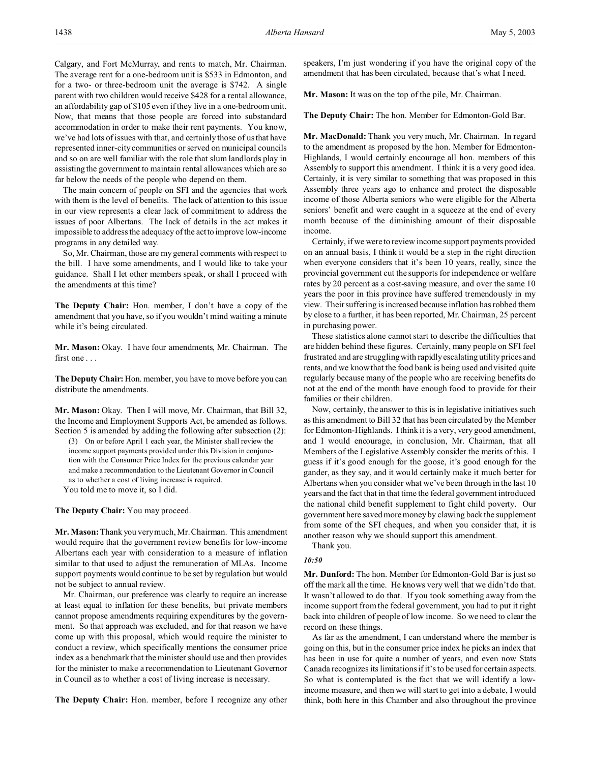Calgary, and Fort McMurray, and rents to match, Mr. Chairman. The average rent for a one-bedroom unit is $533 in Edmonton, and for a two- or three-bedroom unit the average is $742. A single parent with two children would receive $428 for a rental allowance, an affordability gap of $105 even if they live in a one-bedroom unit. Now, that means that those people are forced into substandard accommodation in order to make their rent payments. You know, we've had lots of issues with that, and certainly those of us that have represented inner-city communities or served on municipal councils and so on are well familiar with the role that slum landlords play in assisting the government to maintain rental allowances which are so far below the needs of the people who depend on them.

The main concern of people on SFI and the agencies that work with them is the level of benefits. The lack of attention to this issue in our view represents a clear lack of commitment to address the issues of poor Albertans. The lack of details in the act makes it impossible to address the adequacy of the act to improve low-income programs in any detailed way.

So, Mr. Chairman, those are my general comments with respect to the bill. I have some amendments, and I would like to take your guidance. Shall I let other members speak, or shall I proceed with the amendments at this time?

**The Deputy Chair:** Hon. member, I don't have a copy of the amendment that you have, so if you wouldn't mind waiting a minute while it's being circulated.

**Mr. Mason:** Okay. I have four amendments, Mr. Chairman. The first one . . .

**The Deputy Chair:** Hon. member, you have to move before you can distribute the amendments.

**Mr. Mason:** Okay. Then I will move, Mr. Chairman, that Bill 32, the Income and Employment Supports Act, be amended as follows. Section 5 is amended by adding the following after subsection (2):

> (3) On or before April 1 each year, the Minister shall review the income support payments provided under this Division in conjunction with the Consumer Price Index for the previous calendar year and make a recommendation to the Lieutenant Governor in Council as to whether a cost of living increase is required.

You told me to move it, so I did.

**The Deputy Chair:** You may proceed.

**Mr. Mason:** Thank you very much, Mr. Chairman. This amendment would require that the government review benefits for low-income Albertans each year with consideration to a measure of inflation similar to that used to adjust the remuneration of MLAs. Income support payments would continue to be set by regulation but would not be subject to annual review.

Mr. Chairman, our preference was clearly to require an increase at least equal to inflation for these benefits, but private members cannot propose amendments requiring expenditures by the government. So that approach was excluded, and for that reason we have come up with this proposal, which would require the minister to conduct a review, which specifically mentions the consumer price index as a benchmark that the minister should use and then provides for the minister to make a recommendation to Lieutenant Governor in Council as to whether a cost of living increase is necessary.

**The Deputy Chair:** Hon. member, before I recognize any other speakers, I'm just wondering if you have the original copy of the amendment that has been circulated, because that's what I need.

**Mr. Mason:** It was on the top of the pile, Mr. Chairman.

**The Deputy Chair:** The hon. Member for Edmonton-Gold Bar.

**Mr. MacDonald:** Thank you very much, Mr. Chairman. In regard to the amendment as proposed by the hon. Member for Edmonton-Highlands, I would certainly encourage all hon. members of this Assembly to support this amendment. I think it is a very good idea. Certainly, it is very similar to something that was proposed in this Assembly three years ago to enhance and protect the disposable income of those Alberta seniors who were eligible for the Alberta seniors' benefit and were caught in a squeeze at the end of every month because of the diminishing amount of their disposable income.

Certainly, if we were to review income support payments provided on an annual basis, I think it would be a step in the right direction when everyone considers that it's been 10 years, really, since the provincial government cut the supports for independence or welfare rates by 20 percent as a cost-saving measure, and over the same 10 years the poor in this province have suffered tremendously in my view. Their suffering is increased because inflation has robbed them by close to a further, it has been reported, Mr. Chairman, 25 percent in purchasing power.

These statistics alone cannot start to describe the difficulties that are hidden behind these figures. Certainly, many people on SFI feel frustrated and are struggling with rapidly escalating utility prices and rents, and we know that the food bank is being used and visited quite regularly because many of the people who are receiving benefits do not at the end of the month have enough food to provide for their families or their children.

Now, certainly, the answer to this is in legislative initiatives such as this amendment to Bill 32 that has been circulated by the Member for Edmonton-Highlands. I think it is a very, very good amendment, and I would encourage, in conclusion, Mr. Chairman, that all Members of the Legislative Assembly consider the merits of this. I guess if it's good enough for the goose, it's good enough for the gander, as they say, and it would certainly make it much better for Albertans when you consider what we've been through in the last 10 years and the fact that in that time the federal government introduced the national child benefit supplement to fight child poverty. Our government here saved more money by clawing back the supplement from some of the SFI cheques, and when you consider that, it is another reason why we should support this amendment.

Thank you.

*10:50*

**Mr. Dunford:** The hon. Member for Edmonton-Gold Bar is just so off the mark all the time. He knows very well that we didn't do that. It wasn't allowed to do that. If you took something away from the income support from the federal government, you had to put it right back into children of people of low income. So we need to clear the record on these things.

As far as the amendment, I can understand where the member is going on this, but in the consumer price index he picks an index that has been in use for quite a number of years, and even now Stats Canada recognizes its limitations if it's to be used for certain aspects. So what is contemplated is the fact that we will identify a low-income measure, and then we will start to get into a debate, I would think, both here in this Chamber and also throughout the province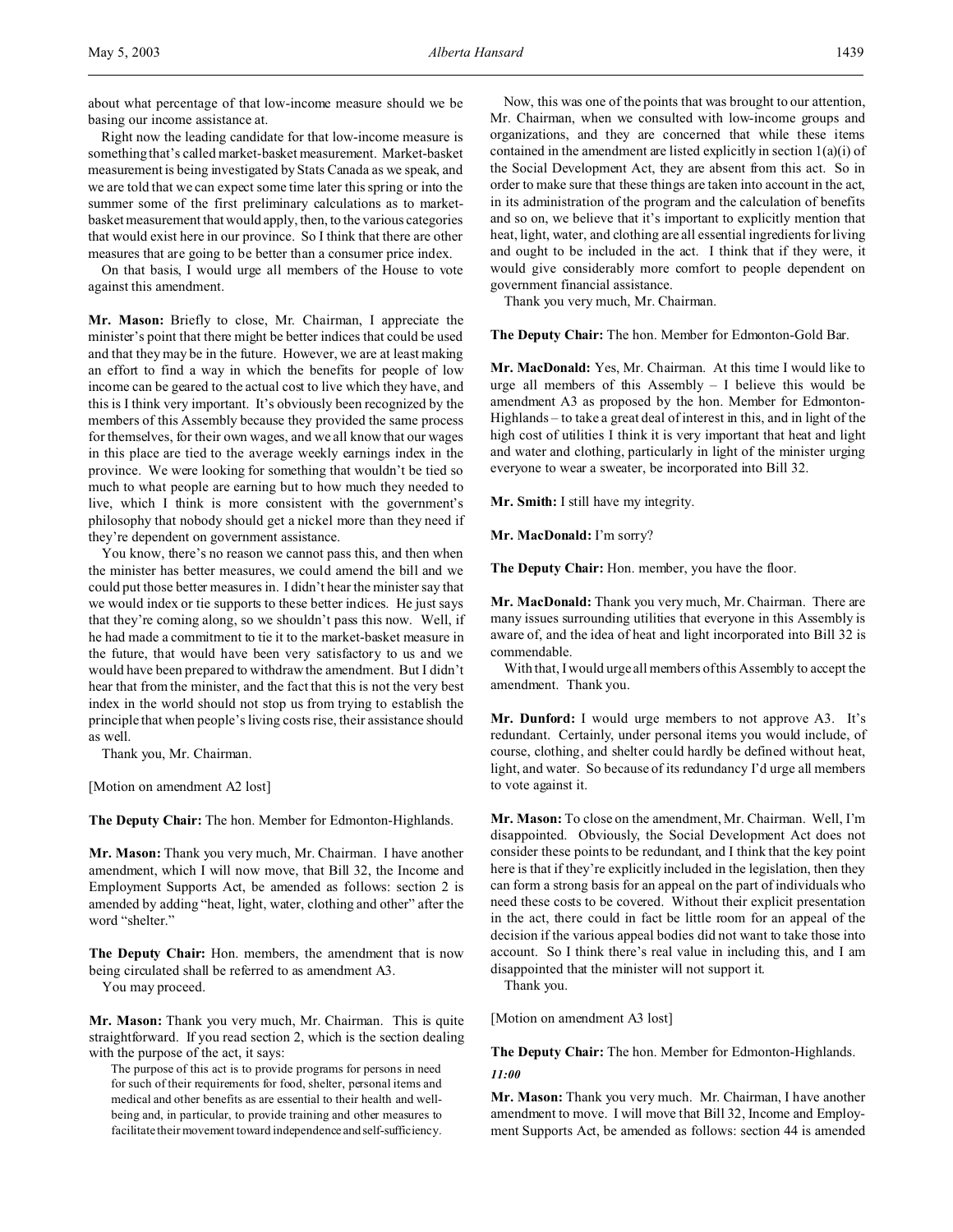about what percentage of that low-income measure should we be basing our income assistance at.

Right now the leading candidate for that low-income measure is something that's called market-basket measurement. Market-basket measurement is being investigated by Stats Canada as we speak, and we are told that we can expect some time later this spring or into the summer some of the first preliminary calculations as to market-basket measurement that would apply, then, to the various categories that would exist here in our province. So I think that there are other measures that are going to be better than a consumer price index.

On that basis, I would urge all members of the House to vote against this amendment.

**Mr. Mason:** Briefly to close, Mr. Chairman, I appreciate the minister's point that there might be better indices that could be used and that they may be in the future. However, we are at least making an effort to find a way in which the benefits for people of low income can be geared to the actual cost to live which they have, and this is I think very important. It's obviously been recognized by the members of this Assembly because they provided the same process for themselves, for their own wages, and we all know that our wages in this place are tied to the average weekly earnings index in the province. We were looking for something that wouldn't be tied so much to what people are earning but to how much they needed to live, which I think is more consistent with the government's philosophy that nobody should get a nickel more than they need if they're dependent on government assistance.

You know, there's no reason we cannot pass this, and then when the minister has better measures, we could amend the bill and we could put those better measures in. I didn't hear the minister say that we would index or tie supports to these better indices. He just says that they're coming along, so we shouldn't pass this now. Well, if he had made a commitment to tie it to the market-basket measure in the future, that would have been very satisfactory to us and we would have been prepared to withdraw the amendment. But I didn't hear that from the minister, and the fact that this is not the very best index in the world should not stop us from trying to establish the principle that when people's living costs rise, their assistance should as well.

Thank you, Mr. Chairman.

[Motion on amendment A2 lost]

**The Deputy Chair:** The hon. Member for Edmonton-Highlands.

**Mr. Mason:** Thank you very much, Mr. Chairman. I have another amendment, which I will now move, that Bill 32, the Income and Employment Supports Act, be amended as follows: section 2 is amended by adding "heat, light, water, clothing and other" after the word "shelter."

**The Deputy Chair:** Hon. members, the amendment that is now being circulated shall be referred to as amendment A3.

You may proceed.

**Mr. Mason:** Thank you very much, Mr. Chairman. This is quite straightforward. If you read section 2, which is the section dealing with the purpose of the act, it says:

> The purpose of this act is to provide programs for persons in need for such of their requirements for food, shelter, personal items and medical and other benefits as are essential to their health and well-being and, in particular, to provide training and other measures to facilitate their movement toward independence and self-sufficiency.

Now, this was one of the points that was brought to our attention, Mr. Chairman, when we consulted with low-income groups and organizations, and they are concerned that while these items contained in the amendment are listed explicitly in section 1(a)(i) of the Social Development Act, they are absent from this act. So in order to make sure that these things are taken into account in the act, in its administration of the program and the calculation of benefits and so on, we believe that it's important to explicitly mention that heat, light, water, and clothing are all essential ingredients for living and ought to be included in the act. I think that if they were, it would give considerably more comfort to people dependent on government financial assistance.

Thank you very much, Mr. Chairman.

**The Deputy Chair:** The hon. Member for Edmonton-Gold Bar.

**Mr. MacDonald:** Yes, Mr. Chairman. At this time I would like to urge all members of this Assembly – I believe this would be amendment A3 as proposed by the hon. Member for Edmonton-Highlands – to take a great deal of interest in this, and in light of the high cost of utilities I think it is very important that heat and light and water and clothing, particularly in light of the minister urging everyone to wear a sweater, be incorporated into Bill 32.

**Mr. Smith:** I still have my integrity.

**Mr. MacDonald:** I'm sorry?

**The Deputy Chair:** Hon. member, you have the floor.

**Mr. MacDonald:** Thank you very much, Mr. Chairman. There are many issues surrounding utilities that everyone in this Assembly is aware of, and the idea of heat and light incorporated into Bill 32 is commendable.

With that, I would urge all members of this Assembly to accept the amendment. Thank you.

**Mr. Dunford:** I would urge members to not approve A3. It's redundant. Certainly, under personal items you would include, of course, clothing, and shelter could hardly be defined without heat, light, and water. So because of its redundancy I'd urge all members to vote against it.

**Mr. Mason:** To close on the amendment, Mr. Chairman. Well, I'm disappointed. Obviously, the Social Development Act does not consider these points to be redundant, and I think that the key point here is that if they're explicitly included in the legislation, then they can form a strong basis for an appeal on the part of individuals who need these costs to be covered. Without their explicit presentation in the act, there could in fact be little room for an appeal of the decision if the various appeal bodies did not want to take those into account. So I think there's real value in including this, and I am disappointed that the minister will not support it.

Thank you.

[Motion on amendment A3 lost]

**The Deputy Chair:** The hon. Member for Edmonton-Highlands.

*11:00*

**Mr. Mason:** Thank you very much. Mr. Chairman, I have another amendment to move. I will move that Bill 32, Income and Employment Supports Act, be amended as follows: section 44 is amended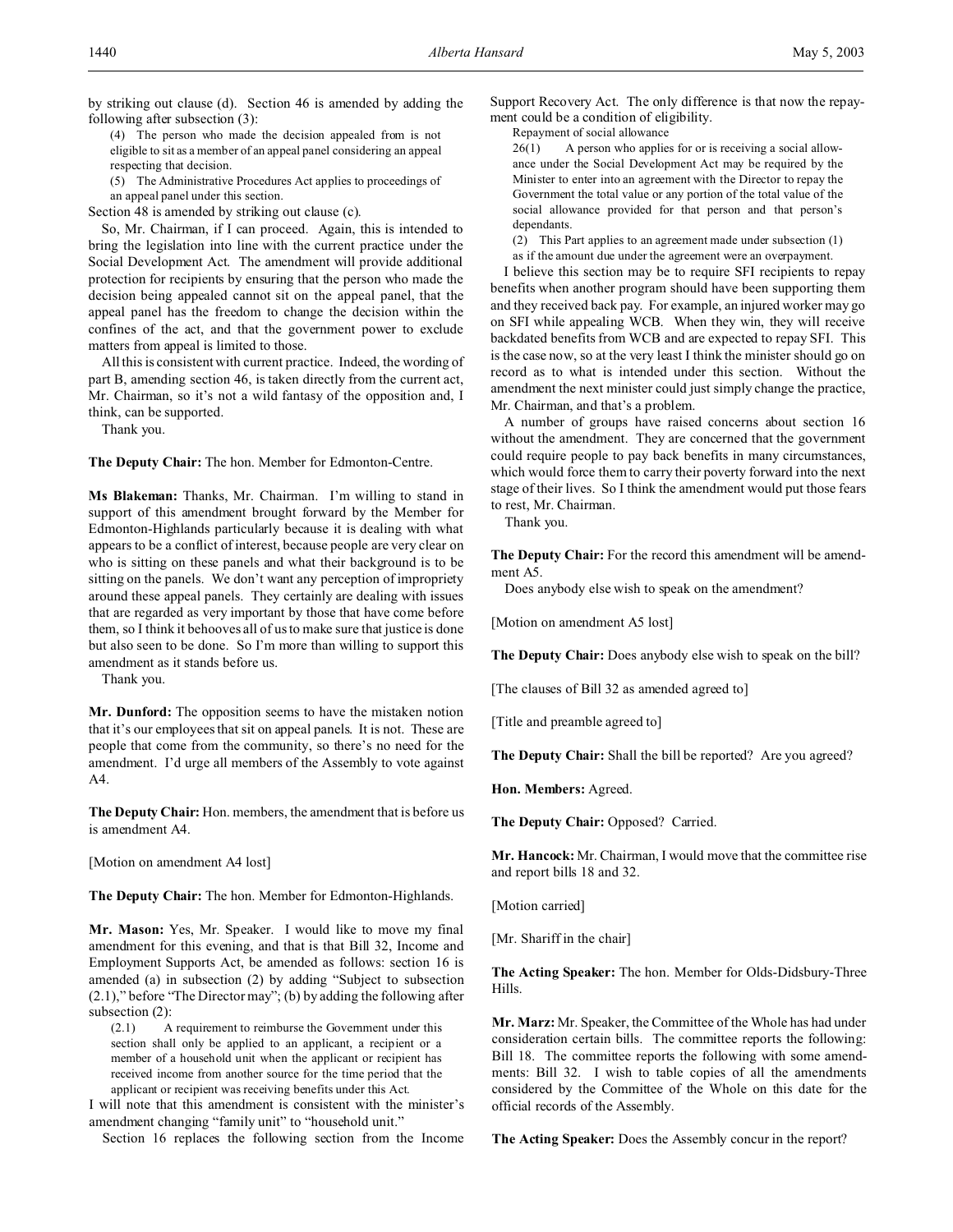by striking out clause (d). Section 46 is amended by adding the following after subsection (3):

> (4) The person who made the decision appealed from is not eligible to sit as a member of an appeal panel considering an appeal respecting that decision.
>
> (5) The Administrative Procedures Act applies to proceedings of an appeal panel under this section.

Section 48 is amended by striking out clause (c).

So, Mr. Chairman, if I can proceed. Again, this is intended to bring the legislation into line with the current practice under the Social Development Act. The amendment will provide additional protection for recipients by ensuring that the person who made the decision being appealed cannot sit on the appeal panel, that the appeal panel has the freedom to change the decision within the confines of the act, and that the government power to exclude matters from appeal is limited to those.

All this is consistent with current practice. Indeed, the wording of part B, amending section 46, is taken directly from the current act, Mr. Chairman, so it's not a wild fantasy of the opposition and, I think, can be supported.

Thank you.

**The Deputy Chair:** The hon. Member for Edmonton-Centre.

**Ms Blakeman:** Thanks, Mr. Chairman. I'm willing to stand in support of this amendment brought forward by the Member for Edmonton-Highlands particularly because it is dealing with what appears to be a conflict of interest, because people are very clear on who is sitting on these panels and what their background is to be sitting on the panels. We don't want any perception of impropriety around these appeal panels. They certainly are dealing with issues that are regarded as very important by those that have come before them, so I think it behooves all of us to make sure that justice is done but also seen to be done. So I'm more than willing to support this amendment as it stands before us.

Thank you.

**Mr. Dunford:** The opposition seems to have the mistaken notion that it's our employees that sit on appeal panels. It is not. These are people that come from the community, so there's no need for the amendment. I'd urge all members of the Assembly to vote against A4.

**The Deputy Chair:** Hon. members, the amendment that is before us is amendment A4.

[Motion on amendment A4 lost]

**The Deputy Chair:** The hon. Member for Edmonton-Highlands.

**Mr. Mason:** Yes, Mr. Speaker. I would like to move my final amendment for this evening, and that is that Bill 32, Income and Employment Supports Act, be amended as follows: section 16 is amended (a) in subsection (2) by adding "Subject to subsection (2.1)," before "The Director may"; (b) by adding the following after subsection (2):

> (2.1) A requirement to reimburse the Government under this section shall only be applied to an applicant, a recipient or a member of a household unit when the applicant or recipient has received income from another source for the time period that the applicant or recipient was receiving benefits under this Act.

I will note that this amendment is consistent with the minister's amendment changing "family unit" to "household unit."

Section 16 replaces the following section from the Income Support Recovery Act. The only difference is that now the repayment could be a condition of eligibility.

> Repayment of social allowance
>
> 26(1) A person who applies for or is receiving a social allowance under the Social Development Act may be required by the Minister to enter into an agreement with the Director to repay the Government the total value or any portion of the total value of the social allowance provided for that person and that person's dependants.
>
> (2) This Part applies to an agreement made under subsection (1) as if the amount due under the agreement were an overpayment.

I believe this section may be to require SFI recipients to repay benefits when another program should have been supporting them and they received back pay. For example, an injured worker may go on SFI while appealing WCB. When they win, they will receive backdated benefits from WCB and are expected to repay SFI. This is the case now, so at the very least I think the minister should go on record as to what is intended under this section. Without the amendment the next minister could just simply change the practice, Mr. Chairman, and that's a problem.

A number of groups have raised concerns about section 16 without the amendment. They are concerned that the government could require people to pay back benefits in many circumstances, which would force them to carry their poverty forward into the next stage of their lives. So I think the amendment would put those fears to rest, Mr. Chairman.

Thank you.

**The Deputy Chair:** For the record this amendment will be amendment A5.

Does anybody else wish to speak on the amendment?

[Motion on amendment A5 lost]

**The Deputy Chair:** Does anybody else wish to speak on the bill?

[The clauses of Bill 32 as amended agreed to]

[Title and preamble agreed to]

**The Deputy Chair:** Shall the bill be reported? Are you agreed?

**Hon. Members:** Agreed.

**The Deputy Chair:** Opposed? Carried.

**Mr. Hancock:** Mr. Chairman, I would move that the committee rise and report bills 18 and 32.

[Motion carried]

[Mr. Shariff in the chair]

**The Acting Speaker:** The hon. Member for Olds-Didsbury-Three Hills.

**Mr. Marz:** Mr. Speaker, the Committee of the Whole has had under consideration certain bills. The committee reports the following: Bill 18. The committee reports the following with some amendments: Bill 32. I wish to table copies of all the amendments considered by the Committee of the Whole on this date for the official records of the Assembly.

**The Acting Speaker:** Does the Assembly concur in the report?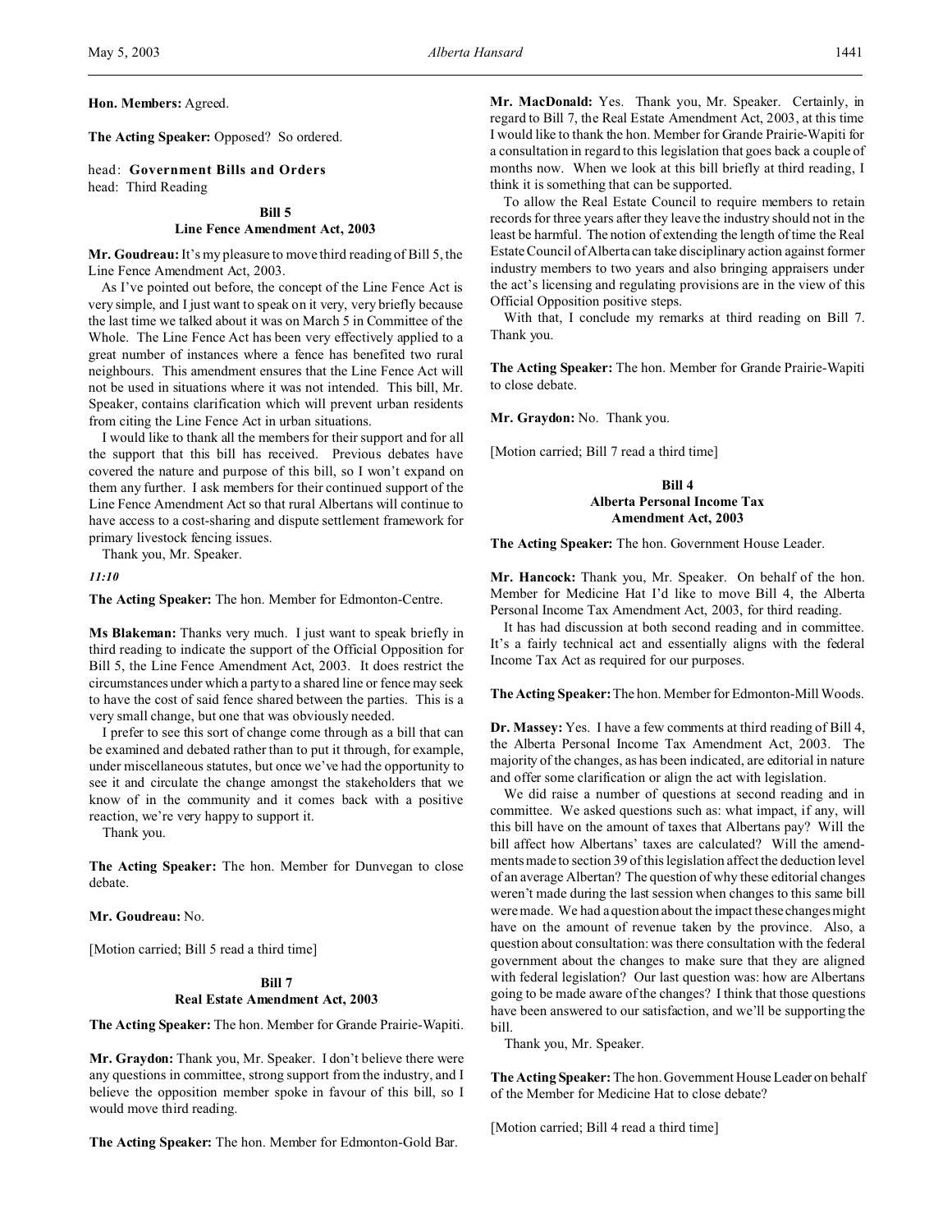**Hon. Members:** Agreed.

**The Acting Speaker:** Opposed? So ordered.

head: **Government Bills and Orders**
head: Third Reading

### Bill 5
### Line Fence Amendment Act, 2003

**Mr. Goudreau:** It's my pleasure to move third reading of Bill 5, the Line Fence Amendment Act, 2003.

As I've pointed out before, the concept of the Line Fence Act is very simple, and I just want to speak on it very, very briefly because the last time we talked about it was on March 5 in Committee of the Whole. The Line Fence Act has been very effectively applied to a great number of instances where a fence has benefited two rural neighbours. This amendment ensures that the Line Fence Act will not be used in situations where it was not intended. This bill, Mr. Speaker, contains clarification which will prevent urban residents from citing the Line Fence Act in urban situations.

I would like to thank all the members for their support and for all the support that this bill has received. Previous debates have covered the nature and purpose of this bill, so I won't expand on them any further. I ask members for their continued support of the Line Fence Amendment Act so that rural Albertans will continue to have access to a cost-sharing and dispute settlement framework for primary livestock fencing issues.

Thank you, Mr. Speaker.

*11:10*

**The Acting Speaker:** The hon. Member for Edmonton-Centre.

**Ms Blakeman:** Thanks very much. I just want to speak briefly in third reading to indicate the support of the Official Opposition for Bill 5, the Line Fence Amendment Act, 2003. It does restrict the circumstances under which a party to a shared line or fence may seek to have the cost of said fence shared between the parties. This is a very small change, but one that was obviously needed.

I prefer to see this sort of change come through as a bill that can be examined and debated rather than to put it through, for example, under miscellaneous statutes, but once we've had the opportunity to see it and circulate the change amongst the stakeholders that we know of in the community and it comes back with a positive reaction, we're very happy to support it.

Thank you.

**The Acting Speaker:** The hon. Member for Dunvegan to close debate.

**Mr. Goudreau:** No.

[Motion carried; Bill 5 read a third time]

### Bill 7
### Real Estate Amendment Act, 2003

**The Acting Speaker:** The hon. Member for Grande Prairie-Wapiti.

**Mr. Graydon:** Thank you, Mr. Speaker. I don't believe there were any questions in committee, strong support from the industry, and I believe the opposition member spoke in favour of this bill, so I would move third reading.

**The Acting Speaker:** The hon. Member for Edmonton-Gold Bar.

**Mr. MacDonald:** Yes. Thank you, Mr. Speaker. Certainly, in regard to Bill 7, the Real Estate Amendment Act, 2003, at this time I would like to thank the hon. Member for Grande Prairie-Wapiti for a consultation in regard to this legislation that goes back a couple of months now. When we look at this bill briefly at third reading, I think it is something that can be supported.

To allow the Real Estate Council to require members to retain records for three years after they leave the industry should not in the least be harmful. The notion of extending the length of time the Real Estate Council of Alberta can take disciplinary action against former industry members to two years and also bringing appraisers under the act's licensing and regulating provisions are in the view of this Official Opposition positive steps.

With that, I conclude my remarks at third reading on Bill 7. Thank you.

**The Acting Speaker:** The hon. Member for Grande Prairie-Wapiti to close debate.

**Mr. Graydon:** No. Thank you.

[Motion carried; Bill 7 read a third time]

### Bill 4
### Alberta Personal Income Tax Amendment Act, 2003

**The Acting Speaker:** The hon. Government House Leader.

**Mr. Hancock:** Thank you, Mr. Speaker. On behalf of the hon. Member for Medicine Hat I'd like to move Bill 4, the Alberta Personal Income Tax Amendment Act, 2003, for third reading.

It has had discussion at both second reading and in committee. It's a fairly technical act and essentially aligns with the federal Income Tax Act as required for our purposes.

**The Acting Speaker:** The hon. Member for Edmonton-Mill Woods.

**Dr. Massey:** Yes. I have a few comments at third reading of Bill 4, the Alberta Personal Income Tax Amendment Act, 2003. The majority of the changes, as has been indicated, are editorial in nature and offer some clarification or align the act with legislation.

We did raise a number of questions at second reading and in committee. We asked questions such as: what impact, if any, will this bill have on the amount of taxes that Albertans pay? Will the bill affect how Albertans' taxes are calculated? Will the amendments made to section 39 of this legislation affect the deduction level of an average Albertan? The question of why these editorial changes weren't made during the last session when changes to this same bill were made. We had a question about the impact these changes might have on the amount of revenue taken by the province. Also, a question about consultation: was there consultation with the federal government about the changes to make sure that they are aligned with federal legislation? Our last question was: how are Albertans going to be made aware of the changes? I think that those questions have been answered to our satisfaction, and we'll be supporting the bill.

Thank you, Mr. Speaker.

**The Acting Speaker:** The hon. Government House Leader on behalf of the Member for Medicine Hat to close debate?

[Motion carried; Bill 4 read a third time]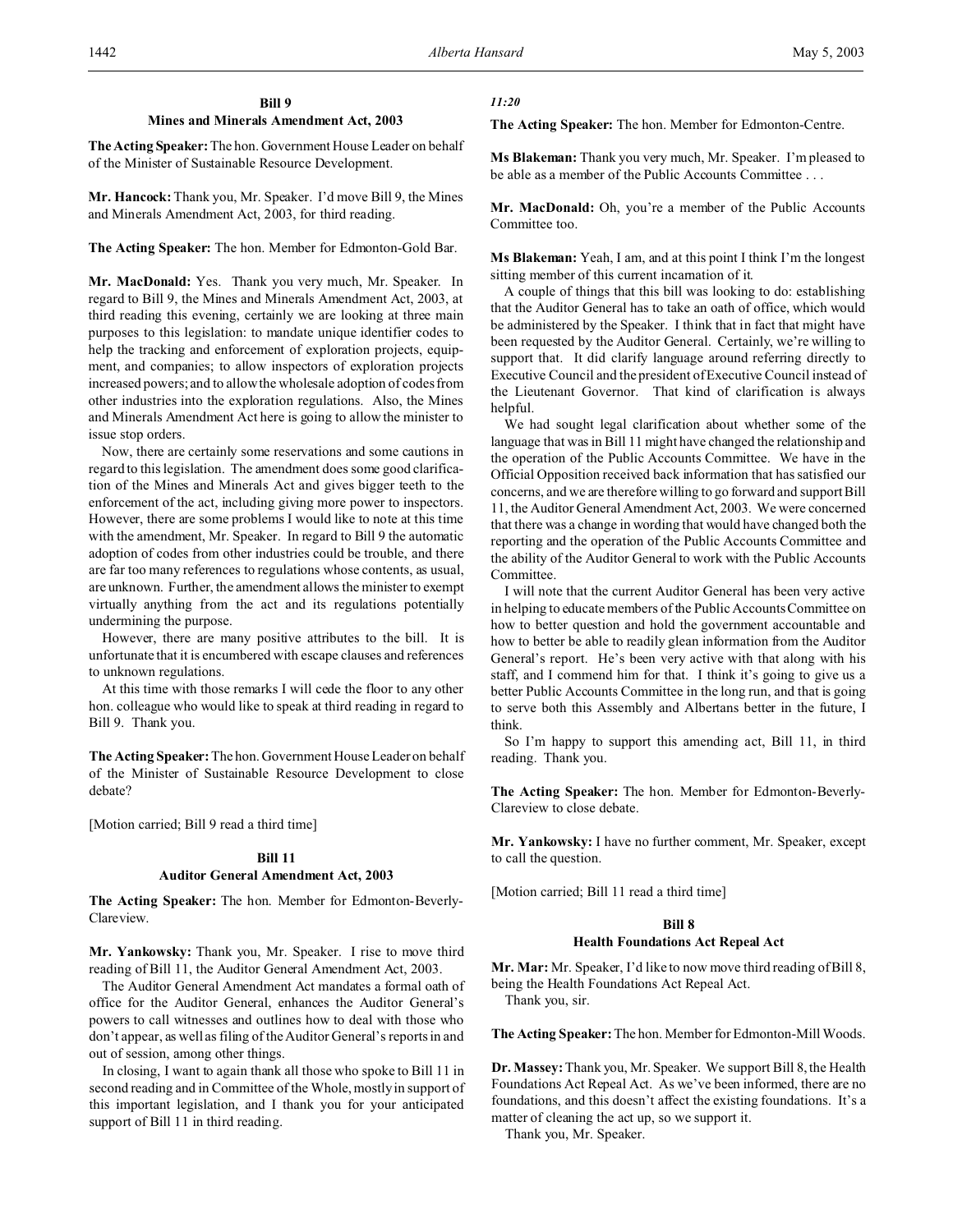### Bill 9
### Mines and Minerals Amendment Act, 2003

**The Acting Speaker:** The hon. Government House Leader on behalf of the Minister of Sustainable Resource Development.

**Mr. Hancock:** Thank you, Mr. Speaker. I'd move Bill 9, the Mines and Minerals Amendment Act, 2003, for third reading.

**The Acting Speaker:** The hon. Member for Edmonton-Gold Bar.

**Mr. MacDonald:** Yes. Thank you very much, Mr. Speaker. In regard to Bill 9, the Mines and Minerals Amendment Act, 2003, at third reading this evening, certainly we are looking at three main purposes to this legislation: to mandate unique identifier codes to help the tracking and enforcement of exploration projects, equipment, and companies; to allow inspectors of exploration projects increased powers; and to allow the wholesale adoption of codes from other industries into the exploration regulations. Also, the Mines and Minerals Amendment Act here is going to allow the minister to issue stop orders.

Now, there are certainly some reservations and some cautions in regard to this legislation. The amendment does some good clarification of the Mines and Minerals Act and gives bigger teeth to the enforcement of the act, including giving more power to inspectors. However, there are some problems I would like to note at this time with the amendment, Mr. Speaker. In regard to Bill 9 the automatic adoption of codes from other industries could be trouble, and there are far too many references to regulations whose contents, as usual, are unknown. Further, the amendment allows the minister to exempt virtually anything from the act and its regulations potentially undermining the purpose.

However, there are many positive attributes to the bill. It is unfortunate that it is encumbered with escape clauses and references to unknown regulations.

At this time with those remarks I will cede the floor to any other hon. colleague who would like to speak at third reading in regard to Bill 9. Thank you.

**The Acting Speaker:** The hon. Government House Leader on behalf of the Minister of Sustainable Resource Development to close debate?

[Motion carried; Bill 9 read a third time]

### Bill 11
### Auditor General Amendment Act, 2003

**The Acting Speaker:** The hon. Member for Edmonton-Beverly-Clareview.

**Mr. Yankowsky:** Thank you, Mr. Speaker. I rise to move third reading of Bill 11, the Auditor General Amendment Act, 2003.

The Auditor General Amendment Act mandates a formal oath of office for the Auditor General, enhances the Auditor General's powers to call witnesses and outlines how to deal with those who don't appear, as well as filing of the Auditor General's reports in and out of session, among other things.

In closing, I want to again thank all those who spoke to Bill 11 in second reading and in Committee of the Whole, mostly in support of this important legislation, and I thank you for your anticipated support of Bill 11 in third reading.

*11:20*

**The Acting Speaker:** The hon. Member for Edmonton-Centre.

**Ms Blakeman:** Thank you very much, Mr. Speaker. I'm pleased to be able as a member of the Public Accounts Committee . . .

**Mr. MacDonald:** Oh, you're a member of the Public Accounts Committee too.

**Ms Blakeman:** Yeah, I am, and at this point I think I'm the longest sitting member of this current incarnation of it.

A couple of things that this bill was looking to do: establishing that the Auditor General has to take an oath of office, which would be administered by the Speaker. I think that in fact that might have been requested by the Auditor General. Certainly, we're willing to support that. It did clarify language around referring directly to Executive Council and the president of Executive Council instead of the Lieutenant Governor. That kind of clarification is always helpful.

We had sought legal clarification about whether some of the language that was in Bill 11 might have changed the relationship and the operation of the Public Accounts Committee. We have in the Official Opposition received back information that has satisfied our concerns, and we are therefore willing to go forward and support Bill 11, the Auditor General Amendment Act, 2003. We were concerned that there was a change in wording that would have changed both the reporting and the operation of the Public Accounts Committee and the ability of the Auditor General to work with the Public Accounts Committee.

I will note that the current Auditor General has been very active in helping to educate members of the Public Accounts Committee on how to better question and hold the government accountable and how to better be able to readily glean information from the Auditor General's report. He's been very active with that along with his staff, and I commend him for that. I think it's going to give us a better Public Accounts Committee in the long run, and that is going to serve both this Assembly and Albertans better in the future, I think.

So I'm happy to support this amending act, Bill 11, in third reading. Thank you.

**The Acting Speaker:** The hon. Member for Edmonton-Beverly-Clareview to close debate.

**Mr. Yankowsky:** I have no further comment, Mr. Speaker, except to call the question.

[Motion carried; Bill 11 read a third time]

### Bill 8
### Health Foundations Act Repeal Act

**Mr. Mar:** Mr. Speaker, I'd like to now move third reading of Bill 8, being the Health Foundations Act Repeal Act.

Thank you, sir.

**The Acting Speaker:** The hon. Member for Edmonton-Mill Woods.

**Dr. Massey:** Thank you, Mr. Speaker. We support Bill 8, the Health Foundations Act Repeal Act. As we've been informed, there are no foundations, and this doesn't affect the existing foundations. It's a matter of cleaning the act up, so we support it.

Thank you, Mr. Speaker.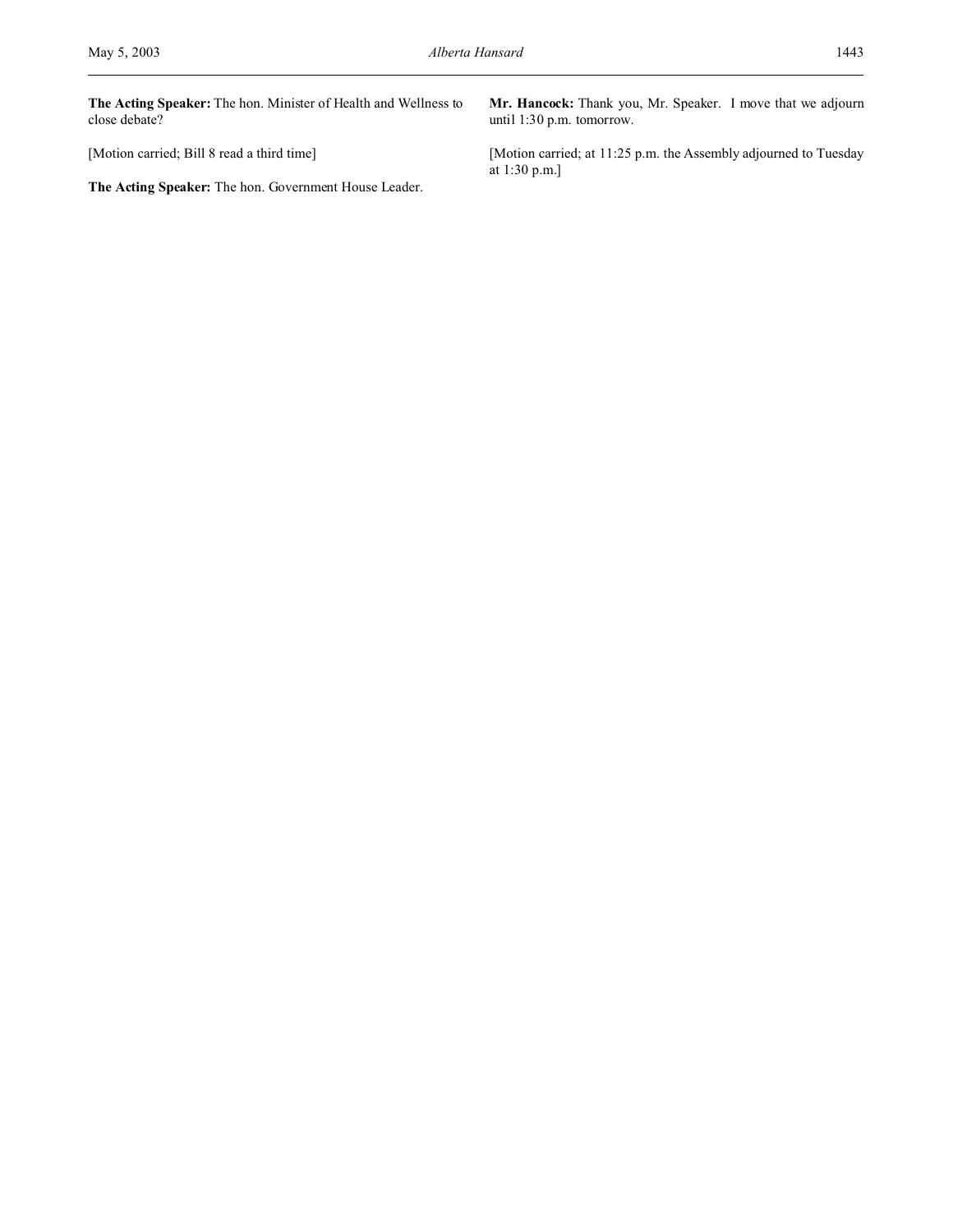**The Acting Speaker:** The hon. Minister of Health and Wellness to close debate?

[Motion carried; Bill 8 read a third time]

**The Acting Speaker:** The hon. Government House Leader.

**Mr. Hancock:** Thank you, Mr. Speaker. I move that we adjourn until 1:30 p.m. tomorrow.

[Motion carried; at 11:25 p.m. the Assembly adjourned to Tuesday at 1:30 p.m.]